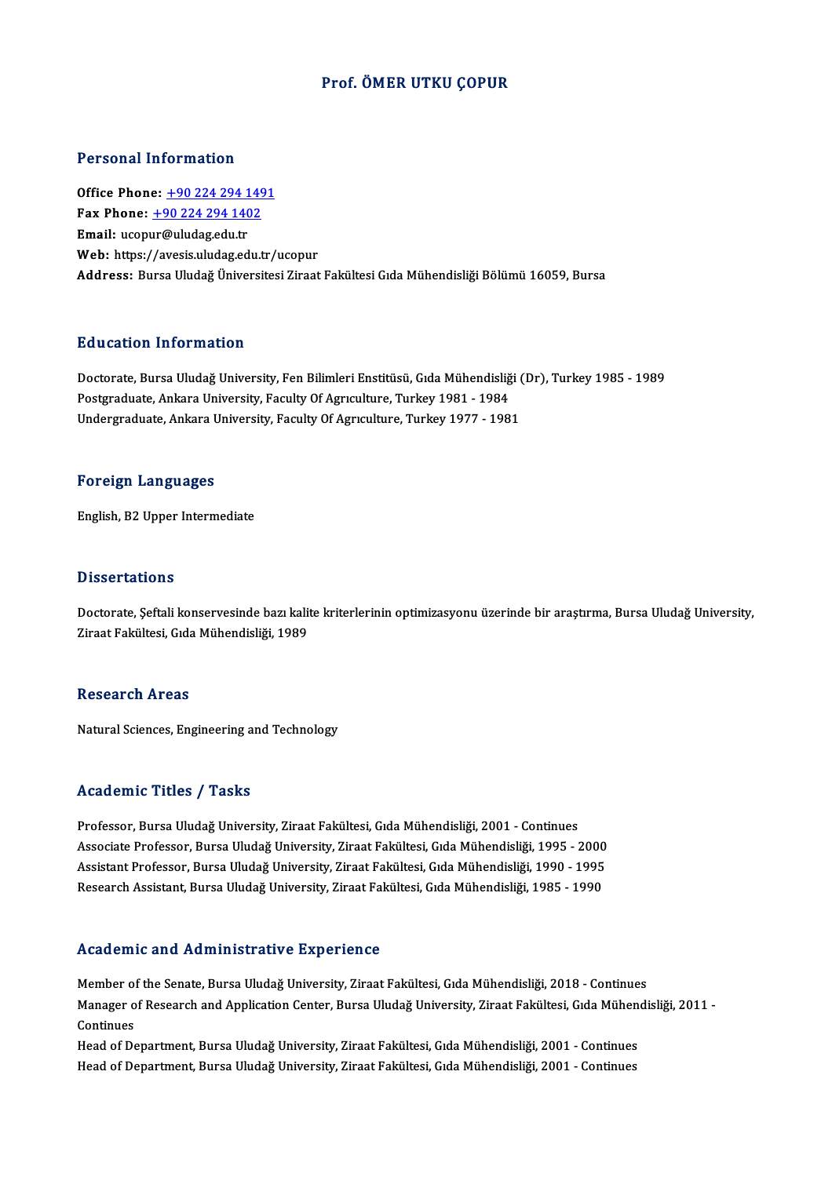# Prof. ÖMER UTKU ÇOPUR

## Personal Information

**Office Phone:** +90 224 294 1491
**Fax Phone:** +90 224 294 1402
**Email:** ucopur@uludag.edu.tr
**Web:** https://avesis.uludag.edu.tr/ucopur
**Address:** Bursa Uludağ Üniversitesi Ziraat Fakültesi Gıda Mühendisliği Bölümü 16059, Bursa

## Education Information

Doctorate, Bursa Uludağ University, Fen Bilimleri Enstitüsü, Gıda Mühendisliği (Dr), Turkey 1985 - 1989
Postgraduate, Ankara University, Faculty Of Agrıculture, Turkey 1981 - 1984
Undergraduate, Ankara University, Faculty Of Agrıculture, Turkey 1977 - 1981

## Foreign Languages

English, B2 Upper Intermediate

## Dissertations

Doctorate, Şeftali konservesinde bazı kalite kriterlerinin optimizasyonu üzerinde bir araştırma, Bursa Uludağ University, Ziraat Fakültesi, Gıda Mühendisliği, 1989

## Research Areas

Natural Sciences, Engineering and Technology

## Academic Titles / Tasks

Professor, Bursa Uludağ University, Ziraat Fakültesi, Gıda Mühendisliği, 2001 - Continues
Associate Professor, Bursa Uludağ University, Ziraat Fakültesi, Gıda Mühendisliği, 1995 - 2000
Assistant Professor, Bursa Uludağ University, Ziraat Fakültesi, Gıda Mühendisliği, 1990 - 1995
Research Assistant, Bursa Uludağ University, Ziraat Fakültesi, Gıda Mühendisliği, 1985 - 1990

## Academic and Administrative Experience

Member of the Senate, Bursa Uludağ University, Ziraat Fakültesi, Gıda Mühendisliği, 2018 - Continues
Manager of Research and Application Center, Bursa Uludağ University, Ziraat Fakültesi, Gıda Mühendisliği, 2011 - Continues
Head of Department, Bursa Uludağ University, Ziraat Fakültesi, Gıda Mühendisliği, 2001 - Continues
Head of Department, Bursa Uludağ University, Ziraat Fakültesi, Gıda Mühendisliği, 2001 - Continues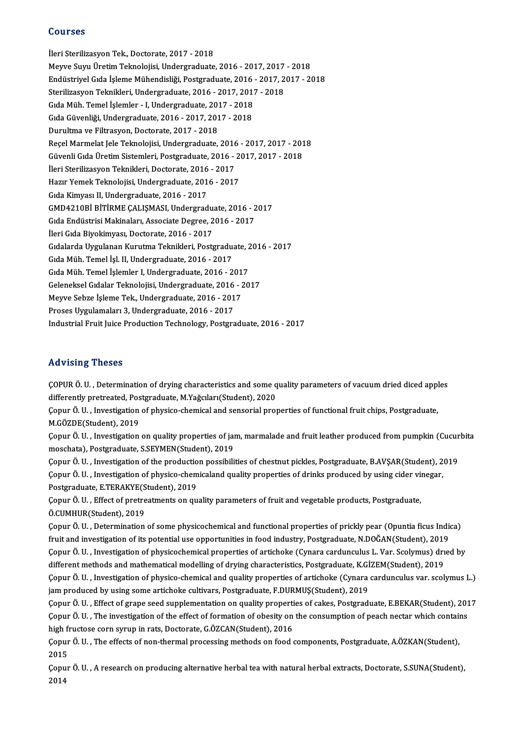## Courses

İleri Sterilizasyon Tek., Doctorate, 2017 - 2018
Meyve Suyu Üretim Teknolojisi, Undergraduate, 2016 - 2017, 2017 - 2018
Endüstriyel Gıda İşleme Mühendisliği, Postgraduate, 2016 - 2017, 2017 - 2018
Sterilizasyon Teknikleri, Undergraduate, 2016 - 2017, 2017 - 2018
Gıda Müh. Temel İşlemler - I, Undergraduate, 2017 - 2018
Gıda Güvenliği, Undergraduate, 2016 - 2017, 2017 - 2018
Durultma ve Filtrasyon, Doctorate, 2017 - 2018
Reçel Marmelat Jele Teknolojisi, Undergraduate, 2016 - 2017, 2017 - 2018
Güvenli Gıda Üretim Sistemleri, Postgraduate, 2016 - 2017, 2017 - 2018
İleri Sterilizasyon Teknikleri, Doctorate, 2016 - 2017
Hazır Yemek Teknolojisi, Undergraduate, 2016 - 2017
Gıda Kimyası II, Undergraduate, 2016 - 2017
GMD4210Bİ BİTİRME ÇALIŞMASI, Undergraduate, 2016 - 2017
Gıda Endüstrisi Makinaları, Associate Degree, 2016 - 2017
İleri Gıda Biyokimyası, Doctorate, 2016 - 2017
Gıdalarda Uygulanan Kurutma Teknikleri, Postgraduate, 2016 - 2017
Gıda Müh. Temel İşl. II, Undergraduate, 2016 - 2017
Gıda Müh. Temel İşlemler I, Undergraduate, 2016 - 2017
Geleneksel Gıdalar Teknolojisi, Undergraduate, 2016 - 2017
Meyve Sebze İşleme Tek., Undergraduate, 2016 - 2017
Proses Uygulamaları 3, Undergraduate, 2016 - 2017
Industrial Fruit Juice Production Technology, Postgraduate, 2016 - 2017

## Advising Theses

ÇOPUR Ö. U. , Determination of drying characteristics and some quality parameters of vacuum dried diced apples differently pretreated, Postgraduate, M.Yağcıları(Student), 2020

Çopur Ö. U. , Investigation of physico-chemical and sensorial properties of functional fruit chips, Postgraduate, M.GÖZDE(Student), 2019

Çopur Ö. U. , Investigation on quality properties of jam, marmalade and fruit leather produced from pumpkin (Cucurbita moschata), Postgraduate, S.SEYMEN(Student), 2019

Çopur Ö. U. , Investigation of the production possibilities of chestnut pickles, Postgraduate, B.AVŞAR(Student), 2019

Çopur Ö. U. , Investigation of physico-chemicaland quality properties of drinks produced by using cider vinegar, Postgraduate, E.TERAKYE(Student), 2019

Çopur Ö. U. , Effect of pretreatments on quality parameters of fruit and vegetable products, Postgraduate, Ö.CUMHUR(Student), 2019

Çopur Ö. U. , Determination of some physicochemical and functional properties of prickly pear (Opuntia ficus Indica) fruit and investigation of its potential use opportunities in food industry, Postgraduate, N.DOĞAN(Student), 2019

Çopur Ö. U. , Investigation of physicochemical properties of artichoke (Cynara cardunculus L. Var. Scolymus) dried by different methods and mathematical modelling of drying characteristics, Postgraduate, K.GİZEM(Student), 2019

Çopur Ö. U. , Investigation of physico-chemical and quality properties of artichoke (Cynara cardunculus var. scolymus L.) jam produced by using some artichoke cultivars, Postgraduate, F.DURMUŞ(Student), 2019

Çopur Ö. U. , Effect of grape seed supplementation on quality properties of cakes, Postgraduate, E.BEKAR(Student), 2017

Çopur Ö. U. , The investigation of the effect of formation of obesity on the consumption of peach nectar which contains high fructose corn syrup in rats, Doctorate, G.ÖZCAN(Student), 2016

Çopur Ö. U. , The effects of non-thermal processing methods on food components, Postgraduate, A.ÖZKAN(Student), 2015

Çopur Ö. U. , A research on producing alternative herbal tea with natural herbal extracts, Doctorate, S.SUNA(Student), 2014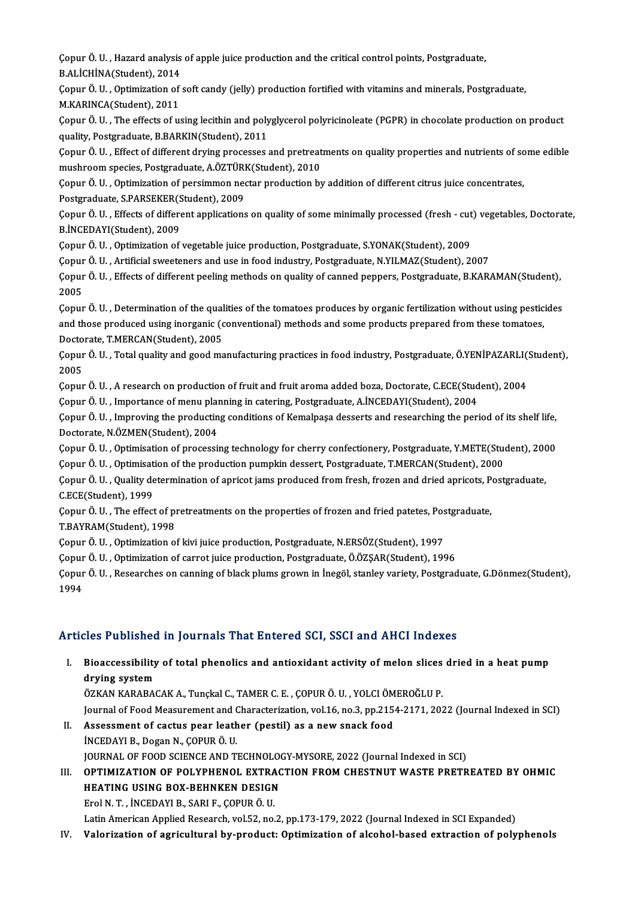Çopur Ö. U. , Hazard analysis of apple juice production and the critical control points, Postgraduate, B.ALİCHİNA(Student), 2014

Çopur Ö. U. , Optimization of soft candy (jelly) production fortified with vitamins and minerals, Postgraduate, M.KARINCA(Student), 2011

Çopur Ö. U. , The effects of using lecithin and polyglycerol polyricinoleate (PGPR) in chocolate production on product quality, Postgraduate, B.BARKIN(Student), 2011

Çopur Ö. U. , Effect of different drying processes and pretreatments on quality properties and nutrients of some edible mushroom species, Postgraduate, A.ÖZTÜRK(Student), 2010

Çopur Ö. U. , Optimization of persimmon nectar production by addition of different citrus juice concentrates, Postgraduate, S.PARSEKER(Student), 2009

Çopur Ö. U. , Effects of different applications on quality of some minimally processed (fresh - cut) vegetables, Doctorate, B.İNCEDAYI(Student), 2009

Çopur Ö. U. , Optimization of vegetable juice production, Postgraduate, S.YONAK(Student), 2009

Çopur Ö. U. , Artificial sweeteners and use in food industry, Postgraduate, N.YILMAZ(Student), 2007

Çopur Ö. U. , Effects of different peeling methods on quality of canned peppers, Postgraduate, B.KARAMAN(Student), 2005

Çopur Ö. U. , Determination of the qualities of the tomatoes produces by organic fertilization without using pesticides and those produced using inorganic (conventional) methods and some products prepared from these tomatoes, Doctorate, T.MERCAN(Student), 2005

Çopur Ö. U. , Total quality and good manufacturing practices in food industry, Postgraduate, Ö.YENİPAZARLI(Student), 2005

Çopur Ö. U. , A research on production of fruit and fruit aroma added boza, Doctorate, C.ECE(Student), 2004

Çopur Ö. U. , Importance of menu planning in catering, Postgraduate, A.İNCEDAYI(Student), 2004

Çopur Ö. U. , Improving the producting conditions of Kemalpaşa desserts and researching the period of its shelf life, Doctorate, N.ÖZMEN(Student), 2004

Çopur Ö. U. , Optimisation of processing technology for cherry confectionery, Postgraduate, Y.METE(Student), 2000

Çopur Ö. U. , Optimisation of the production pumpkin dessert, Postgraduate, T.MERCAN(Student), 2000

Çopur Ö. U. , Quality determination of apricot jams produced from fresh, frozen and dried apricots, Postgraduate, C.ECE(Student), 1999

Çopur Ö. U. , The effect of pretreatments on the properties of frozen and fried patetes, Postgraduate, T.BAYRAM(Student), 1998

Çopur Ö. U. , Optimization of kivi juice production, Postgraduate, N.ERSÖZ(Student), 1997

Çopur Ö. U. , Optimization of carrot juice production, Postgraduate, Ö.ÖZŞAR(Student), 1996

Çopur Ö. U. , Researches on canning of black plums grown in İnegöl, stanley variety, Postgraduate, G.Dönmez(Student), 1994

## Articles Published in Journals That Entered SCI, SSCI and AHCI Indexes

I. **Bioaccessibility of total phenolics and antioxidant activity of melon slices dried in a heat pump drying system**
   ÖZKAN KARABACAK A., Tunçkal C., TAMER C. E. , ÇOPUR Ö. U. , YOLCI ÖMEROĞLU P.
   Journal of Food Measurement and Characterization, vol.16, no.3, pp.2154-2171, 2022 (Journal Indexed in SCI)

II. **Assessment of cactus pear leather (pestil) as a new snack food**
   İNCEDAYI B., Dogan N., ÇOPUR Ö. U.
   JOURNAL OF FOOD SCIENCE AND TECHNOLOGY-MYSORE, 2022 (Journal Indexed in SCI)

III. **OPTIMIZATION OF POLYPHENOL EXTRACTION FROM CHESTNUT WASTE PRETREATED BY OHMIC HEATING USING BOX-BEHNKEN DESIGN**
   Erol N. T. , İNCEDAYI B., SARI F., ÇOPUR Ö. U.
   Latin American Applied Research, vol.52, no.2, pp.173-179, 2022 (Journal Indexed in SCI Expanded)

IV. **Valorization of agricultural by-product: Optimization of alcohol-based extraction of polyphenols**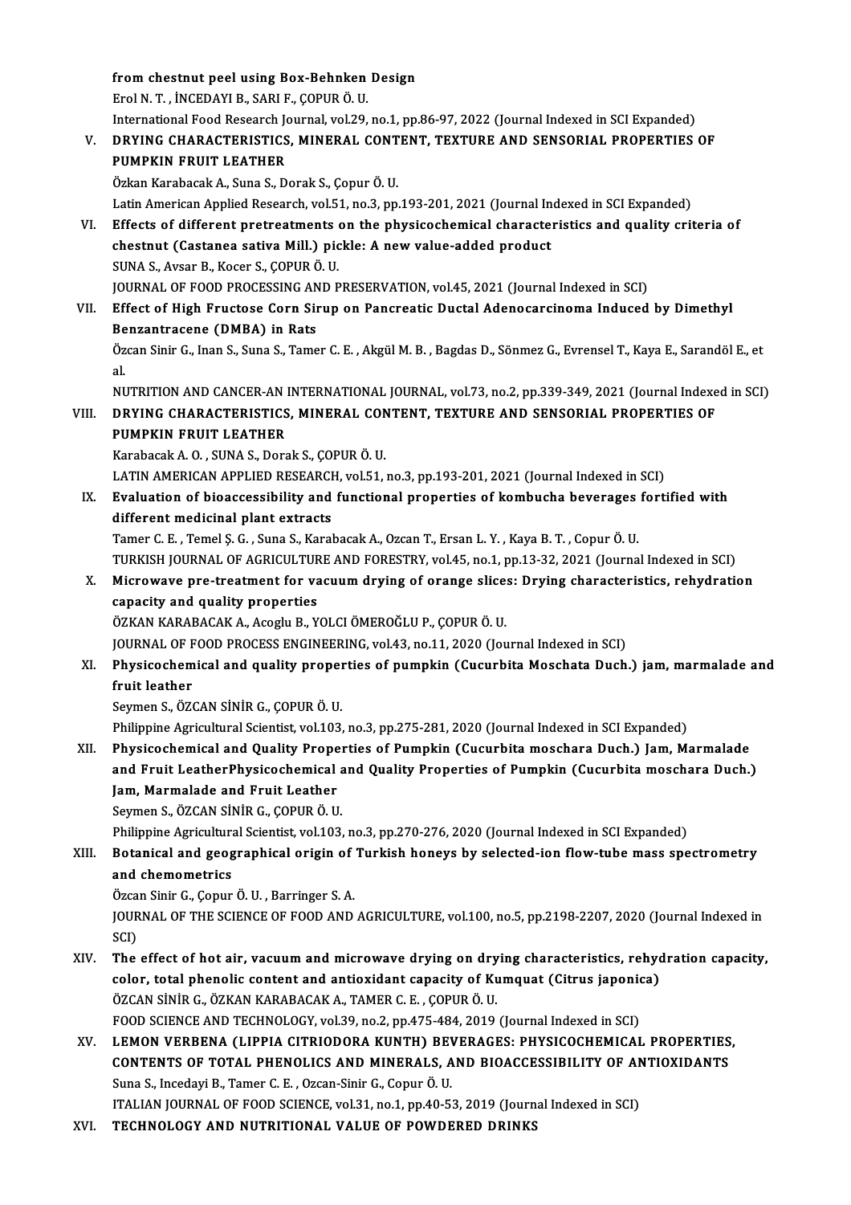**from chestnut peel using Box-Behnken Design**
Erol N. T. , İNCEDAYI B., SARI F., ÇOPUR Ö. U.
International Food Research Journal, vol.29, no.1, pp.86-97, 2022 (Journal Indexed in SCI Expanded)

V. **DRYING CHARACTERISTICS, MINERAL CONTENT, TEXTURE AND SENSORIAL PROPERTIES OF PUMPKIN FRUIT LEATHER**
Özkan Karabacak A., Suna S., Dorak S., Çopur Ö. U.
Latin American Applied Research, vol.51, no.3, pp.193-201, 2021 (Journal Indexed in SCI Expanded)

VI. **Effects of different pretreatments on the physicochemical characteristics and quality criteria of chestnut (Castanea sativa Mill.) pickle: A new value-added product**
SUNA S., Avsar B., Kocer S., ÇOPUR Ö. U.
JOURNAL OF FOOD PROCESSING AND PRESERVATION, vol.45, 2021 (Journal Indexed in SCI)

VII. **Effect of High Fructose Corn Sirup on Pancreatic Ductal Adenocarcinoma Induced by Dimethyl Benzantracene (DMBA) in Rats**
Özcan Sinir G., Inan S., Suna S., Tamer C. E. , Akgül M. B. , Bagdas D., Sönmez G., Evrensel T., Kaya E., Sarandöl E., et al.
NUTRITION AND CANCER-AN INTERNATIONAL JOURNAL, vol.73, no.2, pp.339-349, 2021 (Journal Indexed in SCI)

VIII. **DRYING CHARACTERISTICS, MINERAL CONTENT, TEXTURE AND SENSORIAL PROPERTIES OF PUMPKIN FRUIT LEATHER**
Karabacak A. O. , SUNA S., Dorak S., ÇOPUR Ö. U.
LATIN AMERICAN APPLIED RESEARCH, vol.51, no.3, pp.193-201, 2021 (Journal Indexed in SCI)

IX. **Evaluation of bioaccessibility and functional properties of kombucha beverages fortified with different medicinal plant extracts**
Tamer C. E. , Temel Ş. G. , Suna S., Karabacak A., Ozcan T., Ersan L. Y. , Kaya B. T. , Copur Ö. U.
TURKISH JOURNAL OF AGRICULTURE AND FORESTRY, vol.45, no.1, pp.13-32, 2021 (Journal Indexed in SCI)

X. **Microwave pre-treatment for vacuum drying of orange slices: Drying characteristics, rehydration capacity and quality properties**
ÖZKAN KARABACAK A., Acoglu B., YOLCI ÖMEROĞLU P., ÇOPUR Ö. U.
JOURNAL OF FOOD PROCESS ENGINEERING, vol.43, no.11, 2020 (Journal Indexed in SCI)

XI. **Physicochemical and quality properties of pumpkin (Cucurbita Moschata Duch.) jam, marmalade and fruit leather**
Seymen S., ÖZCAN SİNİR G., ÇOPUR Ö. U.
Philippine Agricultural Scientist, vol.103, no.3, pp.275-281, 2020 (Journal Indexed in SCI Expanded)

XII. **Physicochemical and Quality Properties of Pumpkin (Cucurbita moschara Duch.) Jam, Marmalade and Fruit LeatherPhysicochemical and Quality Properties of Pumpkin (Cucurbita moschara Duch.) Jam, Marmalade and Fruit Leather**
Seymen S., ÖZCAN SİNİR G., ÇOPUR Ö. U.
Philippine Agricultural Scientist, vol.103, no.3, pp.270-276, 2020 (Journal Indexed in SCI Expanded)

XIII. **Botanical and geographical origin of Turkish honeys by selected-ion flow-tube mass spectrometry and chemometrics**
Özcan Sinir G., Çopur Ö. U. , Barringer S. A.
JOURNAL OF THE SCIENCE OF FOOD AND AGRICULTURE, vol.100, no.5, pp.2198-2207, 2020 (Journal Indexed in SCI)

XIV. **The effect of hot air, vacuum and microwave drying on drying characteristics, rehydration capacity, color, total phenolic content and antioxidant capacity of Kumquat (Citrus japonica)**
ÖZCAN SİNİR G., ÖZKAN KARABACAK A., TAMER C. E. , ÇOPUR Ö. U.
FOOD SCIENCE AND TECHNOLOGY, vol.39, no.2, pp.475-484, 2019 (Journal Indexed in SCI)

XV. **LEMON VERBENA (LIPPIA CITRIODORA KUNTH) BEVERAGES: PHYSICOCHEMICAL PROPERTIES, CONTENTS OF TOTAL PHENOLICS AND MINERALS, AND BIOACCESSIBILITY OF ANTIOXIDANTS**
Suna S., Incedayi B., Tamer C. E. , Ozcan-Sinir G., Copur Ö. U.
ITALIAN JOURNAL OF FOOD SCIENCE, vol.31, no.1, pp.40-53, 2019 (Journal Indexed in SCI)

XVI. **TECHNOLOGY AND NUTRITIONAL VALUE OF POWDERED DRINKS**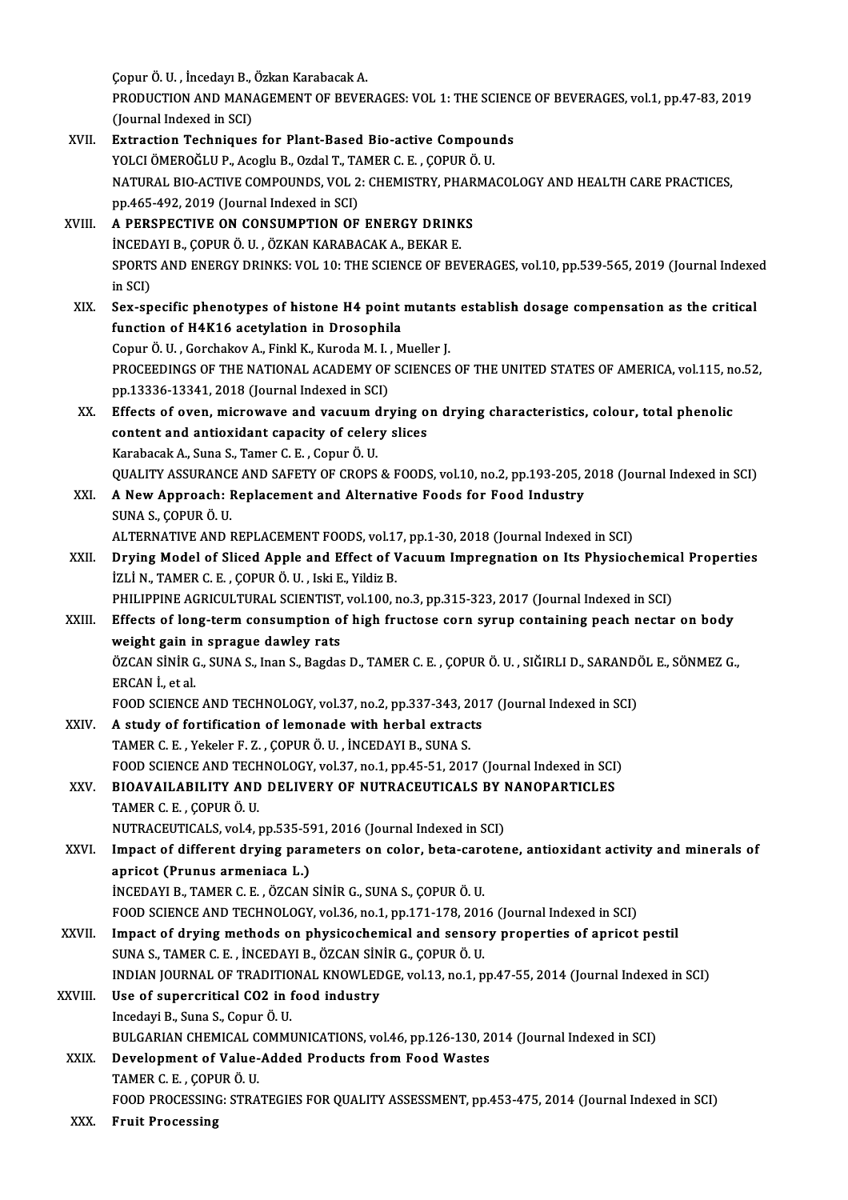Çopur Ö. U. , İncedayı B., Özkan Karabacak A.
PRODUCTION AND MANAGEMENT OF BEVERAGES: VOL 1: THE SCIENCE OF BEVERAGES, vol.1, pp.47-83, 2019 (Journal Indexed in SCI)

XVII. **Extraction Techniques for Plant-Based Bio-active Compounds**
YOLCI ÖMEROĞLU P., Acoglu B., Ozdal T., TAMER C. E. , ÇOPUR Ö. U.
NATURAL BIO-ACTIVE COMPOUNDS, VOL 2: CHEMISTRY, PHARMACOLOGY AND HEALTH CARE PRACTICES, pp.465-492, 2019 (Journal Indexed in SCI)

XVIII. **A PERSPECTIVE ON CONSUMPTION OF ENERGY DRINKS**
İNCEDAYI B., ÇOPUR Ö. U. , ÖZKAN KARABACAK A., BEKAR E.
SPORTS AND ENERGY DRINKS: VOL 10: THE SCIENCE OF BEVERAGES, vol.10, pp.539-565, 2019 (Journal Indexed in SCI)

XIX. **Sex-specific phenotypes of histone H4 point mutants establish dosage compensation as the critical function of H4K16 acetylation in Drosophila**
Copur Ö. U. , Gorchakov A., Finkl K., Kuroda M. I. , Mueller J.
PROCEEDINGS OF THE NATIONAL ACADEMY OF SCIENCES OF THE UNITED STATES OF AMERICA, vol.115, no.52, pp.13336-13341, 2018 (Journal Indexed in SCI)

XX. **Effects of oven, microwave and vacuum drying on drying characteristics, colour, total phenolic content and antioxidant capacity of celery slices**
Karabacak A., Suna S., Tamer C. E. , Copur Ö. U.
QUALITY ASSURANCE AND SAFETY OF CROPS & FOODS, vol.10, no.2, pp.193-205, 2018 (Journal Indexed in SCI)

XXI. **A New Approach: Replacement and Alternative Foods for Food Industry**
SUNA S., ÇOPUR Ö. U.
ALTERNATIVE AND REPLACEMENT FOODS, vol.17, pp.1-30, 2018 (Journal Indexed in SCI)

XXII. **Drying Model of Sliced Apple and Effect of Vacuum Impregnation on Its Physiochemical Properties**
İZLİ N., TAMER C. E. , ÇOPUR Ö. U. , Iski E., Yildiz B.
PHILIPPINE AGRICULTURAL SCIENTIST, vol.100, no.3, pp.315-323, 2017 (Journal Indexed in SCI)

XXIII. **Effects of long-term consumption of high fructose corn syrup containing peach nectar on body weight gain in sprague dawley rats**
ÖZCAN SİNİR G., SUNA S., Inan S., Bagdas D., TAMER C. E. , ÇOPUR Ö. U. , SIĞIRLI D., SARANDÖL E., SÖNMEZ G., ERCAN İ., et al.
FOOD SCIENCE AND TECHNOLOGY, vol.37, no.2, pp.337-343, 2017 (Journal Indexed in SCI)

XXIV. **A study of fortification of lemonade with herbal extracts**
TAMER C. E. , Yekeler F. Z. , ÇOPUR Ö. U. , İNCEDAYI B., SUNA S.
FOOD SCIENCE AND TECHNOLOGY, vol.37, no.1, pp.45-51, 2017 (Journal Indexed in SCI)

XXV. **BIOAVAILABILITY AND DELIVERY OF NUTRACEUTICALS BY NANOPARTICLES**
TAMER C. E. , ÇOPUR Ö. U.
NUTRACEUTICALS, vol.4, pp.535-591, 2016 (Journal Indexed in SCI)

XXVI. **Impact of different drying parameters on color, beta-carotene, antioxidant activity and minerals of apricot (Prunus armeniaca L.)**
İNCEDAYI B., TAMER C. E. , ÖZCAN SİNİR G., SUNA S., ÇOPUR Ö. U.
FOOD SCIENCE AND TECHNOLOGY, vol.36, no.1, pp.171-178, 2016 (Journal Indexed in SCI)

XXVII. **Impact of drying methods on physicochemical and sensory properties of apricot pestil**
SUNA S., TAMER C. E. , İNCEDAYI B., ÖZCAN SİNİR G., ÇOPUR Ö. U.
INDIAN JOURNAL OF TRADITIONAL KNOWLEDGE, vol.13, no.1, pp.47-55, 2014 (Journal Indexed in SCI)

XXVIII. **Use of supercritical CO2 in food industry**
Incedayi B., Suna S., Copur Ö. U.
BULGARIAN CHEMICAL COMMUNICATIONS, vol.46, pp.126-130, 2014 (Journal Indexed in SCI)

XXIX. **Development of Value-Added Products from Food Wastes**
TAMER C. E. , ÇOPUR Ö. U.
FOOD PROCESSING: STRATEGIES FOR QUALITY ASSESSMENT, pp.453-475, 2014 (Journal Indexed in SCI)

XXX. **Fruit Processing**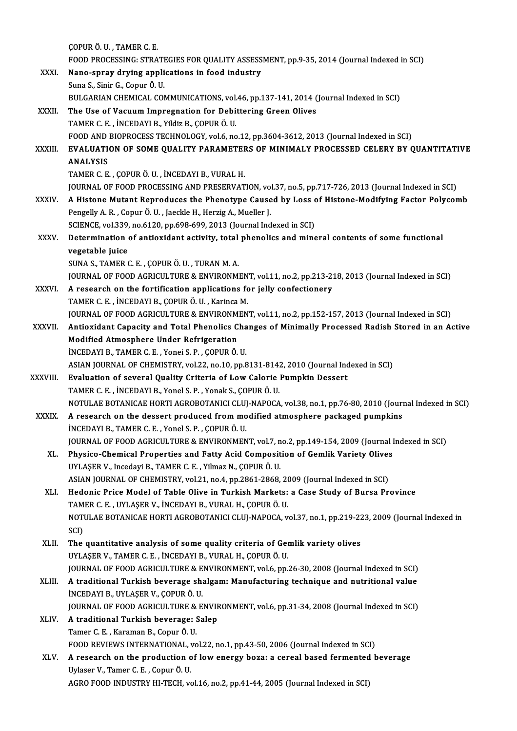ÇOPUR Ö. U. , TAMER C. E.
FOOD PROCESSING: STRATEGIES FOR QUALITY ASSESSMENT, pp.9-35, 2014 (Journal Indexed in SCI)

XXXI. **Nano-spray drying applications in food industry**
Suna S., Sinir G., Copur Ö. U.
BULGARIAN CHEMICAL COMMUNICATIONS, vol.46, pp.137-141, 2014 (Journal Indexed in SCI)

XXXII. **The Use of Vacuum Impregnation for Debittering Green Olives**
TAMER C. E. , İNCEDAYI B., Yildiz B., ÇOPUR Ö. U.
FOOD AND BIOPROCESS TECHNOLOGY, vol.6, no.12, pp.3604-3612, 2013 (Journal Indexed in SCI)

XXXIII. **EVALUATION OF SOME QUALITY PARAMETERS OF MINIMALY PROCESSED CELERY BY QUANTITATIVE ANALYSIS**
TAMER C. E. , ÇOPUR Ö. U. , İNCEDAYI B., VURAL H.
JOURNAL OF FOOD PROCESSING AND PRESERVATION, vol.37, no.5, pp.717-726, 2013 (Journal Indexed in SCI)

XXXIV. **A Histone Mutant Reproduces the Phenotype Caused by Loss of Histone-Modifying Factor Polycomb**
Pengelly A. R. , Copur Ö. U. , Jaeckle H., Herzig A., Mueller J.
SCIENCE, vol.339, no.6120, pp.698-699, 2013 (Journal Indexed in SCI)

XXXV. **Determination of antioxidant activity, total phenolics and mineral contents of some functional vegetable juice**
SUNA S., TAMER C. E. , ÇOPUR Ö. U. , TURAN M. A.
JOURNAL OF FOOD AGRICULTURE & ENVIRONMENT, vol.11, no.2, pp.213-218, 2013 (Journal Indexed in SCI)

XXXVI. **A research on the fortification applications for jelly confectionery**
TAMER C. E. , İNCEDAYI B., ÇOPUR Ö. U. , Karinca M.
JOURNAL OF FOOD AGRICULTURE & ENVIRONMENT, vol.11, no.2, pp.152-157, 2013 (Journal Indexed in SCI)

XXXVII. **Antioxidant Capacity and Total Phenolics Changes of Minimally Processed Radish Stored in an Active Modified Atmosphere Under Refrigeration**
İNCEDAYI B., TAMER C. E. , Yonei S. P. , ÇOPUR Ö. U.
ASIAN JOURNAL OF CHEMISTRY, vol.22, no.10, pp.8131-8142, 2010 (Journal Indexed in SCI)

XXXVIII. **Evaluation of several Quality Criteria of Low Calorie Pumpkin Dessert**
TAMER C. E. , İNCEDAYI B., Yonel S. P. , Yonak S., ÇOPUR Ö. U.
NOTULAE BOTANICAE HORTI AGROBOTANICI CLUJ-NAPOCA, vol.38, no.1, pp.76-80, 2010 (Journal Indexed in SCI)

XXXIX. **A research on the dessert produced from modified atmosphere packaged pumpkins**
İNCEDAYI B., TAMER C. E. , Yonel S. P. , ÇOPUR Ö. U.
JOURNAL OF FOOD AGRICULTURE & ENVIRONMENT, vol.7, no.2, pp.149-154, 2009 (Journal Indexed in SCI)

XL. **Physico-Chemical Properties and Fatty Acid Composition of Gemlik Variety Olives**
UYLAŞER V., Incedayi B., TAMER C. E. , Yilmaz N., ÇOPUR Ö. U.
ASIAN JOURNAL OF CHEMISTRY, vol.21, no.4, pp.2861-2868, 2009 (Journal Indexed in SCI)

XLI. **Hedonic Price Model of Table Olive in Turkish Markets: a Case Study of Bursa Province**
TAMER C. E. , UYLAŞER V., İNCEDAYI B., VURAL H., ÇOPUR Ö. U.
NOTULAE BOTANICAE HORTI AGROBOTANICI CLUJ-NAPOCA, vol.37, no.1, pp.219-223, 2009 (Journal Indexed in SCI)

XLII. **The quantitative analysis of some quality criteria of Gemlik variety olives**
UYLAŞER V., TAMER C. E. , İNCEDAYI B., VURAL H., ÇOPUR Ö. U.
JOURNAL OF FOOD AGRICULTURE & ENVIRONMENT, vol.6, pp.26-30, 2008 (Journal Indexed in SCI)

XLIII. **A traditional Turkish beverage shalgam: Manufacturing technique and nutritional value**
İNCEDAYI B., UYLAŞER V., ÇOPUR Ö. U.
JOURNAL OF FOOD AGRICULTURE & ENVIRONMENT, vol.6, pp.31-34, 2008 (Journal Indexed in SCI)

XLIV. **A traditional Turkish beverage: Salep**
Tamer C. E. , Karaman B., Copur Ö. U.
FOOD REVIEWS INTERNATIONAL, vol.22, no.1, pp.43-50, 2006 (Journal Indexed in SCI)

XLV. **A research on the production of low energy boza: a cereal based fermented beverage**
Uylaser V., Tamer C. E. , Copur Ö. U.
AGRO FOOD INDUSTRY HI-TECH, vol.16, no.2, pp.41-44, 2005 (Journal Indexed in SCI)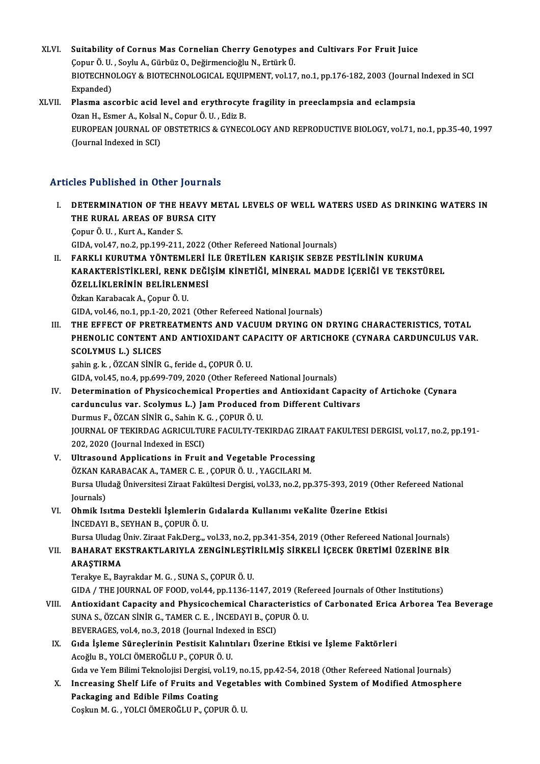XLVI. **Suitability of Cornus Mas Cornelian Cherry Genotypes and Cultivars For Fruit Juice**
Çopur Ö. U. , Soylu A., Gürbüz O., Değirmencioğlu N., Ertürk Ü.
BIOTECHNOLOGY & BIOTECHNOLOGICAL EQUIPMENT, vol.17, no.1, pp.176-182, 2003 (Journal Indexed in SCI Expanded)

XLVII. **Plasma ascorbic acid level and erythrocyte fragility in preeclampsia and eclampsia**
Ozan H., Esmer A., Kolsal N., Copur Ö. U. , Ediz B.
EUROPEAN JOURNAL OF OBSTETRICS & GYNECOLOGY AND REPRODUCTIVE BIOLOGY, vol.71, no.1, pp.35-40, 1997 (Journal Indexed in SCI)

## Articles Published in Other Journals

I. **DETERMINATION OF THE HEAVY METAL LEVELS OF WELL WATERS USED AS DRINKING WATERS IN THE RURAL AREAS OF BURSA CITY**
Çopur Ö. U. , Kurt A., Kander S.
GIDA, vol.47, no.2, pp.199-211, 2022 (Other Refereed National Journals)

II. **FARKLI KURUTMA YÖNTEMLERİ İLE ÜRETİLEN KARIŞIK SEBZE PESTİLİNİN KURUMA KARAKTERİSTİKLERİ, RENK DEĞİŞİM KİNETİĞİ, MİNERAL MADDE İÇERİĞİ VE TEKSTÜREL ÖZELLİKLERİNİN BELİRLENMESİ**
Özkan Karabacak A., Çopur Ö. U.
GIDA, vol.46, no.1, pp.1-20, 2021 (Other Refereed National Journals)

III. **THE EFFECT OF PRETREATMENTS AND VACUUM DRYING ON DRYING CHARACTERISTICS, TOTAL PHENOLIC CONTENT AND ANTIOXIDANT CAPACITY OF ARTICHOKE (CYNARA CARDUNCULUS VAR. SCOLYMUS L.) SLICES**
şahin g. k. , ÖZCAN SİNİR G., feride d., ÇOPUR Ö. U.
GIDA, vol.45, no.4, pp.699-709, 2020 (Other Refereed National Journals)

IV. **Determination of Physicochemical Properties and Antioxidant Capacity of Artichoke (Cynara cardunculus var. Scolymus L.) Jam Produced from Different Cultivars**
Durmus F., ÖZCAN SİNİR G., Sahin K. G. , ÇOPUR Ö. U.
JOURNAL OF TEKIRDAG AGRICULTURE FACULTY-TEKIRDAG ZIRAAT FAKULTESI DERGISI, vol.17, no.2, pp.191-202, 2020 (Journal Indexed in ESCI)

V. **Ultrasound Applications in Fruit and Vegetable Processing**
ÖZKAN KARABACAK A., TAMER C. E. , ÇOPUR Ö. U. , YAGCILARI M.
Bursa Uludağ Üniversitesi Ziraat Fakültesi Dergisi, vol.33, no.2, pp.375-393, 2019 (Other Refereed National Journals)

VI. **Ohmik Isıtma Destekli İşlemlerin Gıdalarda Kullanımı veKalite Üzerine Etkisi**
İNCEDAYI B., SEYHAN B., ÇOPUR Ö. U.
Bursa Uludag Üniv. Ziraat Fak.Derg.,, vol.33, no.2, pp.341-354, 2019 (Other Refereed National Journals)

VII. **BAHARAT EKSTRAKTLARIYLA ZENGİNLEŞTİRİLMİŞ SİRKELİ İÇECEK ÜRETİMİ ÜZERİNE BİR ARAŞTIRMA**
Terakye E., Bayrakdar M. G. , SUNA S., ÇOPUR Ö. U.
GIDA / THE JOURNAL OF FOOD, vol.44, pp.1136-1147, 2019 (Refereed Journals of Other Institutions)

VIII. **Antioxidant Capacity and Physicochemical Characteristics of Carbonated Erica Arborea Tea Beverage**
SUNA S., ÖZCAN SİNİR G., TAMER C. E. , İNCEDAYI B., ÇOPUR Ö. U.
BEVERAGES, vol.4, no.3, 2018 (Journal Indexed in ESCI)

IX. **Gıda İşleme Süreçlerinin Pestisit Kalıntıları Üzerine Etkisi ve İşleme Faktörleri**
Acoğlu B., YOLCI ÖMEROĞLU P., ÇOPUR Ö. U.
Gıda ve Yem Bilimi Teknolojisi Dergisi, vol.19, no.15, pp.42-54, 2018 (Other Refereed National Journals)

X. **Increasing Shelf Life of Fruits and Vegetables with Combined System of Modified Atmosphere Packaging and Edible Films Coating**
Coşkun M. G. , YOLCI ÖMEROĞLU P., ÇOPUR Ö. U.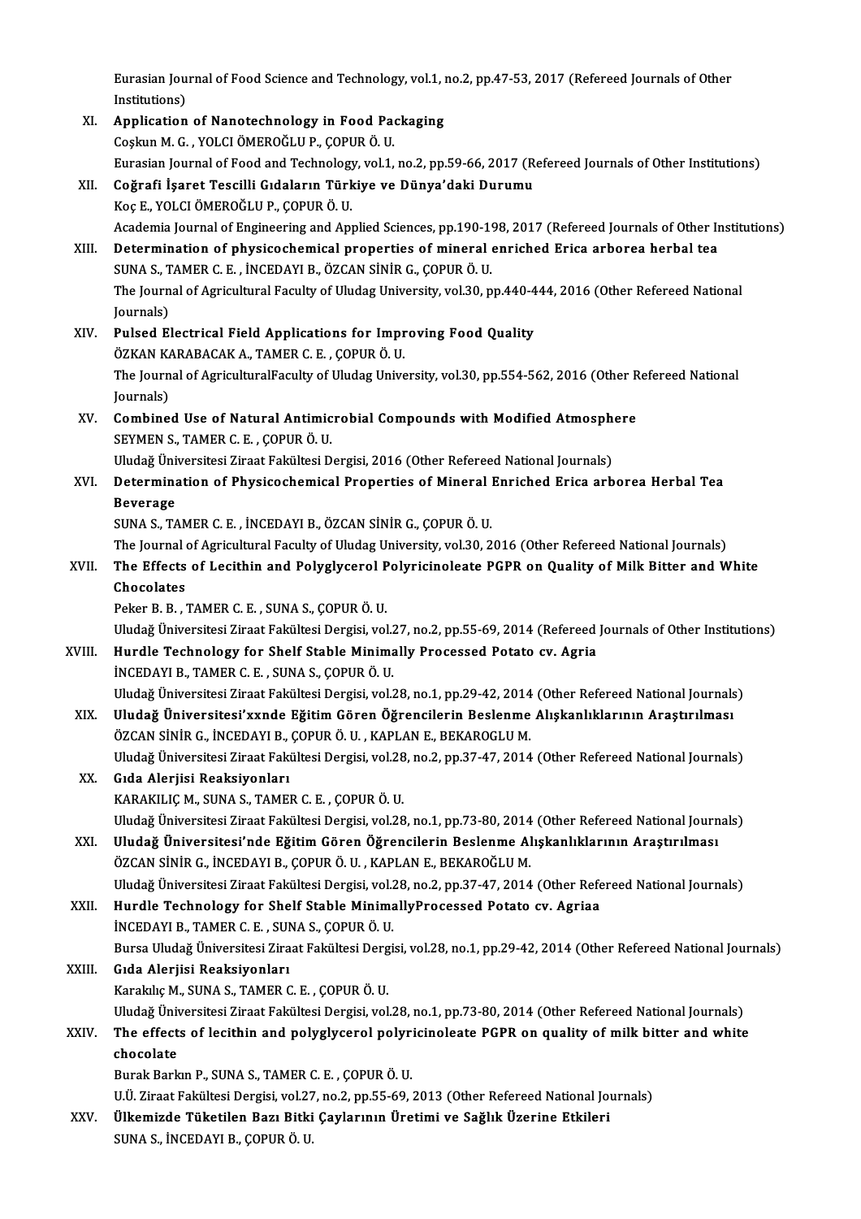Eurasian Journal of Food Science and Technology, vol.1, no.2, pp.47-53, 2017 (Refereed Journals of Other Institutions)

XI. **Application of Nanotechnology in Food Packaging**
Coşkun M. G. , YOLCI ÖMEROĞLU P., ÇOPUR Ö. U.
Eurasian Journal of Food and Technology, vol.1, no.2, pp.59-66, 2017 (Refereed Journals of Other Institutions)

XII. **Coğrafi İşaret Tescilli Gıdaların Türkiye ve Dünya'daki Durumu**
Koç E., YOLCI ÖMEROĞLU P., ÇOPUR Ö. U.
Academia Journal of Engineering and Applied Sciences, pp.190-198, 2017 (Refereed Journals of Other Institutions)

XIII. **Determination of physicochemical properties of mineral enriched Erica arborea herbal tea**
SUNA S., TAMER C. E. , İNCEDAYI B., ÖZCAN SİNİR G., ÇOPUR Ö. U.
The Journal of Agricultural Faculty of Uludag University, vol.30, pp.440-444, 2016 (Other Refereed National Journals)

XIV. **Pulsed Electrical Field Applications for Improving Food Quality**
ÖZKAN KARABACAK A., TAMER C. E. , ÇOPUR Ö. U.
The Journal of AgriculturalFaculty of Uludag University, vol.30, pp.554-562, 2016 (Other Refereed National Journals)

XV. **Combined Use of Natural Antimicrobial Compounds with Modified Atmosphere**
SEYMEN S., TAMER C. E. , ÇOPUR Ö. U.
Uludağ Üniversitesi Ziraat Fakültesi Dergisi, 2016 (Other Refereed National Journals)

XVI. **Determination of Physicochemical Properties of Mineral Enriched Erica arborea Herbal Tea Beverage**
SUNA S., TAMER C. E. , İNCEDAYI B., ÖZCAN SİNİR G., ÇOPUR Ö. U.
The Journal of Agricultural Faculty of Uludag University, vol.30, 2016 (Other Refereed National Journals)

XVII. **The Effects of Lecithin and Polyglycerol Polyricinoleate PGPR on Quality of Milk Bitter and White Chocolates**
Peker B. B. , TAMER C. E. , SUNA S., ÇOPUR Ö. U.
Uludağ Üniversitesi Ziraat Fakültesi Dergisi, vol.27, no.2, pp.55-69, 2014 (Refereed Journals of Other Institutions)

XVIII. **Hurdle Technology for Shelf Stable Minimally Processed Potato cv. Agria**
İNCEDAYI B., TAMER C. E. , SUNA S., ÇOPUR Ö. U.
Uludağ Üniversitesi Ziraat Fakültesi Dergisi, vol.28, no.1, pp.29-42, 2014 (Other Refereed National Journals)

XIX. **Uludağ Üniversitesi'xxnde Eğitim Gören Öğrencilerin Beslenme Alışkanlıklarının Araştırılması**
ÖZCAN SİNİR G., İNCEDAYI B., ÇOPUR Ö. U. , KAPLAN E., BEKAROGLU M.
Uludağ Üniversitesi Ziraat Fakültesi Dergisi, vol.28, no.2, pp.37-47, 2014 (Other Refereed National Journals)

XX. **Gıda Alerjisi Reaksiyonları**
KARAKILIÇ M., SUNA S., TAMER C. E. , ÇOPUR Ö. U.
Uludağ Üniversitesi Ziraat Fakültesi Dergisi, vol.28, no.1, pp.73-80, 2014 (Other Refereed National Journals)

XXI. **Uludağ Üniversitesi'nde Eğitim Gören Öğrencilerin Beslenme Alışkanlıklarının Araştırılması**
ÖZCAN SİNİR G., İNCEDAYI B., ÇOPUR Ö. U. , KAPLAN E., BEKAROĞLU M.
Uludağ Üniversitesi Ziraat Fakültesi Dergisi, vol.28, no.2, pp.37-47, 2014 (Other Refereed National Journals)

XXII. **Hurdle Technology for Shelf Stable MinimallyProcessed Potato cv. Agriaa**
İNCEDAYI B., TAMER C. E. , SUNA S., ÇOPUR Ö. U.
Bursa Uludağ Üniversitesi Ziraat Fakültesi Dergisi, vol.28, no.1, pp.29-42, 2014 (Other Refereed National Journals)

XXIII. **Gıda Alerjisi Reaksiyonları**
Karakılıç M., SUNA S., TAMER C. E. , ÇOPUR Ö. U.
Uludağ Üniversitesi Ziraat Fakültesi Dergisi, vol.28, no.1, pp.73-80, 2014 (Other Refereed National Journals)

XXIV. **The effects of lecithin and polyglycerol polyricinoleate PGPR on quality of milk bitter and white chocolate**
Burak Barkın P., SUNA S., TAMER C. E. , ÇOPUR Ö. U.
U.Ü. Ziraat Fakültesi Dergisi, vol.27, no.2, pp.55-69, 2013 (Other Refereed National Journals)

XXV. **Ülkemizde Tüketilen Bazı Bitki Çaylarının Üretimi ve Sağlık Üzerine Etkileri**
SUNA S., İNCEDAYI B., ÇOPUR Ö. U.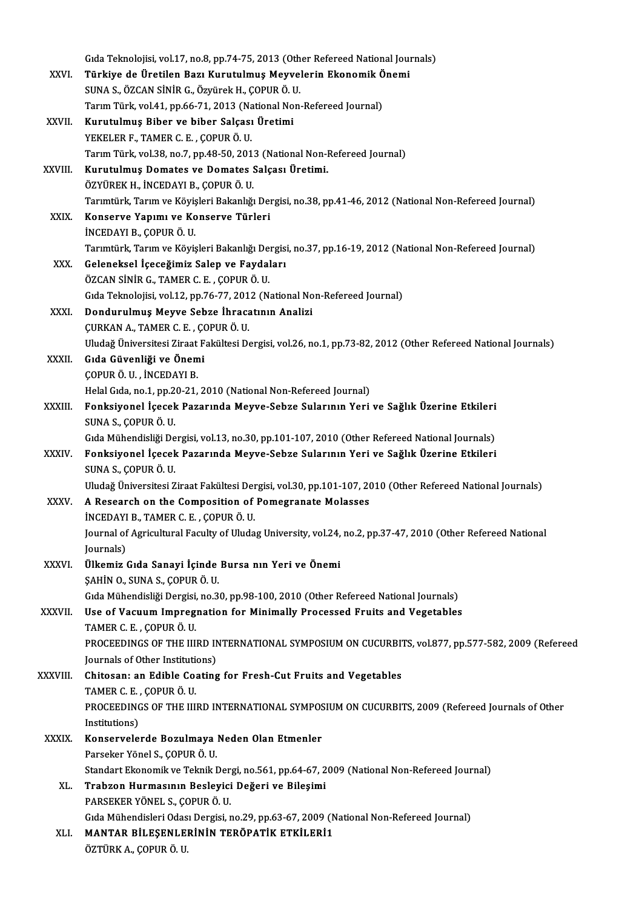Gıda Teknolojisi, vol.17, no.8, pp.74-75, 2013 (Other Refereed National Journals)

XXVI. **Türkiye de Üretilen Bazı Kurutulmuş Meyvelerin Ekonomik Önemi**
SUNA S., ÖZCAN SİNİR G., Özyürek H., ÇOPUR Ö. U.
Tarım Türk, vol.41, pp.66-71, 2013 (National Non-Refereed Journal)

XXVII. **Kurutulmuş Biber ve biber Salçası Üretimi**
YEKELER F., TAMER C. E. , ÇOPUR Ö. U.
Tarım Türk, vol.38, no.7, pp.48-50, 2013 (National Non-Refereed Journal)

XXVIII. **Kurutulmuş Domates ve Domates Salçası Üretimi.**
ÖZYÜREK H., İNCEDAYI B., ÇOPUR Ö. U.
Tarımtürk, Tarım ve Köyişleri Bakanlığı Dergisi, no.38, pp.41-46, 2012 (National Non-Refereed Journal)

XXIX. **Konserve Yapımı ve Konserve Türleri**
İNCEDAYI B., ÇOPUR Ö. U.
Tarımtürk, Tarım ve Köyişleri Bakanlığı Dergisi, no.37, pp.16-19, 2012 (National Non-Refereed Journal)

XXX. **Geleneksel İçeceğimiz Salep ve Faydaları**
ÖZCAN SİNİR G., TAMER C. E. , ÇOPUR Ö. U.
Gıda Teknolojisi, vol.12, pp.76-77, 2012 (National Non-Refereed Journal)

XXXI. **Dondurulmuş Meyve Sebze İhracatının Analizi**
ÇURKAN A., TAMER C. E. , ÇOPUR Ö. U.
Uludağ Üniversitesi Ziraat Fakültesi Dergisi, vol.26, no.1, pp.73-82, 2012 (Other Refereed National Journals)

XXXII. **Gıda Güvenliği ve Önemi**
ÇOPUR Ö. U. , İNCEDAYI B.
Helal Gıda, no.1, pp.20-21, 2010 (National Non-Refereed Journal)

XXXIII. **Fonksiyonel İçecek Pazarında Meyve-Sebze Sularının Yeri ve Sağlık Üzerine Etkileri**
SUNA S., ÇOPUR Ö. U.
Gıda Mühendisliği Dergisi, vol.13, no.30, pp.101-107, 2010 (Other Refereed National Journals)

XXXIV. **Fonksiyonel İçecek Pazarında Meyve-Sebze Sularının Yeri ve Sağlık Üzerine Etkileri**
SUNA S., ÇOPUR Ö. U.
Uludağ Üniversitesi Ziraat Fakültesi Dergisi, vol.30, pp.101-107, 2010 (Other Refereed National Journals)

XXXV. **A Research on the Composition of Pomegranate Molasses**
İNCEDAYI B., TAMER C. E. , ÇOPUR Ö. U.
Journal of Agricultural Faculty of Uludag University, vol.24, no.2, pp.37-47, 2010 (Other Refereed National Journals)

XXXVI. **Ülkemiz Gıda Sanayi İçinde Bursa nın Yeri ve Önemi**
ŞAHİN O., SUNA S., ÇOPUR Ö. U.
Gıda Mühendisliği Dergisi, no.30, pp.98-100, 2010 (Other Refereed National Journals)

XXXVII. **Use of Vacuum Impregnation for Minimally Processed Fruits and Vegetables**
TAMER C. E. , ÇOPUR Ö. U.
PROCEEDINGS OF THE IIIRD INTERNATIONAL SYMPOSIUM ON CUCURBITS, vol.877, pp.577-582, 2009 (Refereed Journals of Other Institutions)

XXXVIII. **Chitosan: an Edible Coating for Fresh-Cut Fruits and Vegetables**
TAMER C. E. , ÇOPUR Ö. U.
PROCEEDINGS OF THE IIIRD INTERNATIONAL SYMPOSIUM ON CUCURBITS, 2009 (Refereed Journals of Other Institutions)

XXXIX. **Konservelerde Bozulmaya Neden Olan Etmenler**
Parseker Yönel S., ÇOPUR Ö. U.
Standart Ekonomik ve Teknik Dergi, no.561, pp.64-67, 2009 (National Non-Refereed Journal)

XL. **Trabzon Hurmasının Besleyici Değeri ve Bileşimi**
PARSEKER YÖNEL S., ÇOPUR Ö. U.
Gıda Mühendisleri Odası Dergisi, no.29, pp.63-67, 2009 (National Non-Refereed Journal)

XLI. **MANTAR BİLEŞENLERİNİN TERÖPATİK ETKİLERİ1**
ÖZTÜRK A., ÇOPUR Ö. U.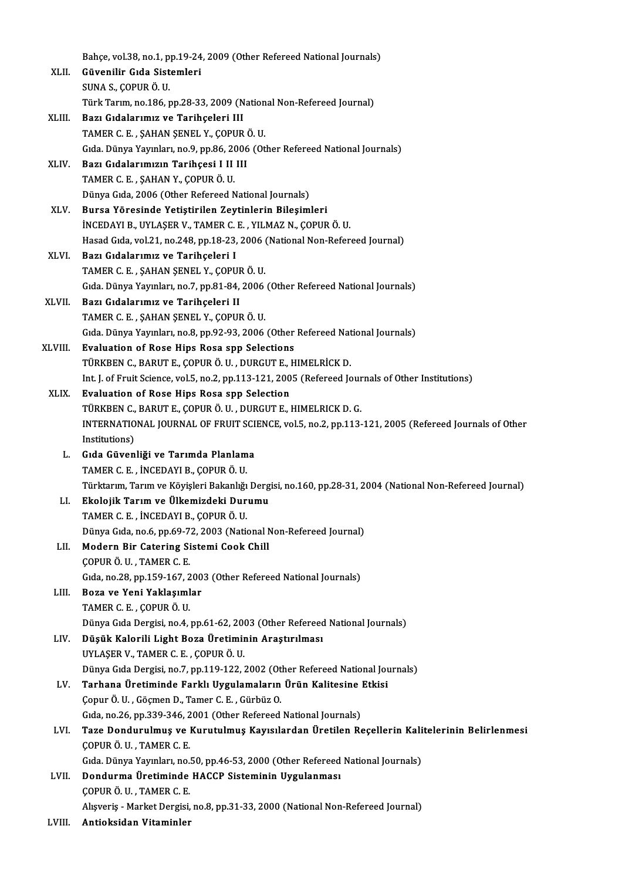Bahçe, vol.38, no.1, pp.19-24, 2009 (Other Refereed National Journals)

XLII. **Güvenilir Gıda Sistemleri**
SUNA S., ÇOPUR Ö. U.
Türk Tarım, no.186, pp.28-33, 2009 (National Non-Refereed Journal)

XLIII. **Bazı Gıdalarımız ve Tarihçeleri III**
TAMER C. E. , ŞAHAN ŞENEL Y., ÇOPUR Ö. U.
Gıda. Dünya Yayınları, no.9, pp.86, 2006 (Other Refereed National Journals)

XLIV. **Bazı Gıdalarımızın Tarihçesi I II III**
TAMER C. E. , ŞAHAN Y., ÇOPUR Ö. U.
Dünya Gıda, 2006 (Other Refereed National Journals)

XLV. **Bursa Yöresinde Yetiştirilen Zeytinlerin Bileşimleri**
İNCEDAYI B., UYLAŞER V., TAMER C. E. , YILMAZ N., ÇOPUR Ö. U.
Hasad Gıda, vol.21, no.248, pp.18-23, 2006 (National Non-Refereed Journal)

XLVI. **Bazı Gıdalarımız ve Tarihçeleri I**
TAMER C. E. , ŞAHAN ŞENEL Y., ÇOPUR Ö. U.
Gıda. Dünya Yayınları, no.7, pp.81-84, 2006 (Other Refereed National Journals)

XLVII. **Bazı Gıdalarımız ve Tarihçeleri II**
TAMER C. E. , ŞAHAN ŞENEL Y., ÇOPUR Ö. U.
Gıda. Dünya Yayınları, no.8, pp.92-93, 2006 (Other Refereed National Journals)

XLVIII. **Evaluation of Rose Hips Rosa spp Selections**
TÜRKBEN C., BARUT E., ÇOPUR Ö. U. , DURGUT E., HIMELRİCK D.
Int. J. of Fruit Science, vol.5, no.2, pp.113-121, 2005 (Refereed Journals of Other Institutions)

XLIX. **Evaluation of Rose Hips Rosa spp Selection**
TÜRKBEN C., BARUT E., ÇOPUR Ö. U. , DURGUT E., HIMELRICK D. G.
INTERNATIONAL JOURNAL OF FRUIT SCIENCE, vol.5, no.2, pp.113-121, 2005 (Refereed Journals of Other Institutions)

L. **Gıda Güvenliği ve Tarımda Planlama**
TAMER C. E. , İNCEDAYI B., ÇOPUR Ö. U.
Türktarım, Tarım ve Köyişleri Bakanlığı Dergisi, no.160, pp.28-31, 2004 (National Non-Refereed Journal)

LI. **Ekolojik Tarım ve Ülkemizdeki Durumu**
TAMER C. E. , İNCEDAYI B., ÇOPUR Ö. U.
Dünya Gıda, no.6, pp.69-72, 2003 (National Non-Refereed Journal)

LII. **Modern Bir Catering Sistemi Cook Chill**
ÇOPUR Ö. U. , TAMER C. E.
Gıda, no.28, pp.159-167, 2003 (Other Refereed National Journals)

LIII. **Boza ve Yeni Yaklaşımlar**
TAMER C. E. , ÇOPUR Ö. U.
Dünya Gıda Dergisi, no.4, pp.61-62, 2003 (Other Refereed National Journals)

LIV. **Düşük Kalorili Light Boza Üretiminin Araştırılması**
UYLAŞER V., TAMER C. E. , ÇOPUR Ö. U.
Dünya Gıda Dergisi, no.7, pp.119-122, 2002 (Other Refereed National Journals)

LV. **Tarhana Üretiminde Farklı Uygulamaların Ürün Kalitesine Etkisi**
Çopur Ö. U. , Göçmen D., Tamer C. E. , Gürbüz O.
Gıda, no.26, pp.339-346, 2001 (Other Refereed National Journals)

LVI. **Taze Dondurulmuş ve Kurutulmuş Kayısılardan Üretilen Reçellerin Kalitelerinin Belirlenmesi**
ÇOPUR Ö. U. , TAMER C. E.
Gıda. Dünya Yayınları, no.50, pp.46-53, 2000 (Other Refereed National Journals)

LVII. **Dondurma Üretiminde HACCP Sisteminin Uygulanması**
ÇOPUR Ö. U. , TAMER C. E.
Alışveriş - Market Dergisi, no.8, pp.31-33, 2000 (National Non-Refereed Journal)

LVIII. **Antioksidan Vitaminler**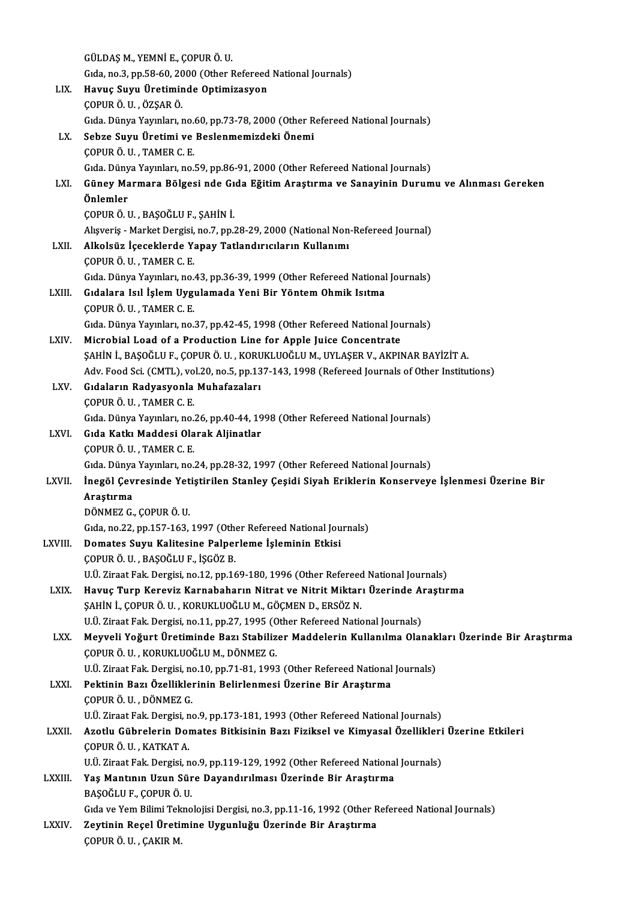GÜLDAŞ M., YEMNİ E., ÇOPUR Ö. U.
Gıda, no.3, pp.58-60, 2000 (Other Refereed National Journals)

LIX. **Havuç Suyu Üretiminde Optimizasyon**
ÇOPUR Ö. U. , ÖZŞAR Ö.
Gıda. Dünya Yayınları, no.60, pp.73-78, 2000 (Other Refereed National Journals)

LX. **Sebze Suyu Üretimi ve Beslenmemizdeki Önemi**
ÇOPUR Ö. U. , TAMER C. E.
Gıda. Dünya Yayınları, no.59, pp.86-91, 2000 (Other Refereed National Journals)

LXI. **Güney Marmara Bölgesi nde Gıda Eğitim Araştırma ve Sanayinin Durumu ve Alınması Gereken Önlemler**
ÇOPUR Ö. U. , BAŞOĞLU F., ŞAHİN İ.
Alışveriş - Market Dergisi, no.7, pp.28-29, 2000 (National Non-Refereed Journal)

LXII. **Alkolsüz İçeceklerde Yapay Tatlandırıcıların Kullanımı**
ÇOPUR Ö. U. , TAMER C. E.
Gıda. Dünya Yayınları, no.43, pp.36-39, 1999 (Other Refereed National Journals)

LXIII. **Gıdalara Isıl İşlem Uygulamada Yeni Bir Yöntem Ohmik Isıtma**
ÇOPUR Ö. U. , TAMER C. E.
Gıda. Dünya Yayınları, no.37, pp.42-45, 1998 (Other Refereed National Journals)

LXIV. **Microbial Load of a Production Line for Apple Juice Concentrate**
ŞAHİN İ., BAŞOĞLU F., ÇOPUR Ö. U. , KORUKLUOĞLU M., UYLAŞER V., AKPINAR BAYİZİT A.
Adv. Food Sci. (CMTL), vol.20, no.5, pp.137-143, 1998 (Refereed Journals of Other Institutions)

LXV. **Gıdaların Radyasyonla Muhafazaları**
ÇOPUR Ö. U. , TAMER C. E.
Gıda. Dünya Yayınları, no.26, pp.40-44, 1998 (Other Refereed National Journals)

LXVI. **Gıda Katkı Maddesi Olarak Aljinatlar**
ÇOPUR Ö. U. , TAMER C. E.
Gıda. Dünya Yayınları, no.24, pp.28-32, 1997 (Other Refereed National Journals)

LXVII. **İnegöl Çevresinde Yetiştirilen Stanley Çeşidi Siyah Eriklerin Konserveye İşlenmesi Üzerine Bir Araştırma**
DÖNMEZ G., ÇOPUR Ö. U.
Gıda, no.22, pp.157-163, 1997 (Other Refereed National Journals)

LXVIII. **Domates Suyu Kalitesine Palperleme İşleminin Etkisi**
ÇOPUR Ö. U. , BAŞOĞLU F., İŞGÖZ B.
U.Ü. Ziraat Fak. Dergisi, no.12, pp.169-180, 1996 (Other Refereed National Journals)

LXIX. **Havuç Turp Kereviz Karnabaharın Nitrat ve Nitrit Miktarı Üzerinde Araştırma**
ŞAHİN İ., ÇOPUR Ö. U. , KORUKLUOĞLU M., GÖÇMEN D., ERSÖZ N.
U.Ü. Ziraat Fak. Dergisi, no.11, pp.27, 1995 (Other Refereed National Journals)

LXX. **Meyveli Yoğurt Üretiminde Bazı Stabilizer Maddelerin Kullanılma Olanakları Üzerinde Bir Araştırma**
ÇOPUR Ö. U. , KORUKLUOĞLU M., DÖNMEZ G.
U.Ü. Ziraat Fak. Dergisi, no.10, pp.71-81, 1993 (Other Refereed National Journals)

LXXI. **Pektinin Bazı Özelliklerinin Belirlenmesi Üzerine Bir Araştırma**
ÇOPUR Ö. U. , DÖNMEZ G.
U.Ü. Ziraat Fak. Dergisi, no.9, pp.173-181, 1993 (Other Refereed National Journals)

LXXII. **Azotlu Gübrelerin Domates Bitkisinin Bazı Fiziksel ve Kimyasal Özellikleri Üzerine Etkileri**
ÇOPUR Ö. U. , KATKAT A.
U.Ü. Ziraat Fak. Dergisi, no.9, pp.119-129, 1992 (Other Refereed National Journals)

LXXIII. **Yaş Mantının Uzun Süre Dayandırılması Üzerinde Bir Araştırma**
BAŞOĞLU F., ÇOPUR Ö. U.
Gıda ve Yem Bilimi Teknolojisi Dergisi, no.3, pp.11-16, 1992 (Other Refereed National Journals)

LXXIV. **Zeytinin Reçel Üretimine Uygunluğu Üzerinde Bir Araştırma**
ÇOPUR Ö. U. , ÇAKIR M.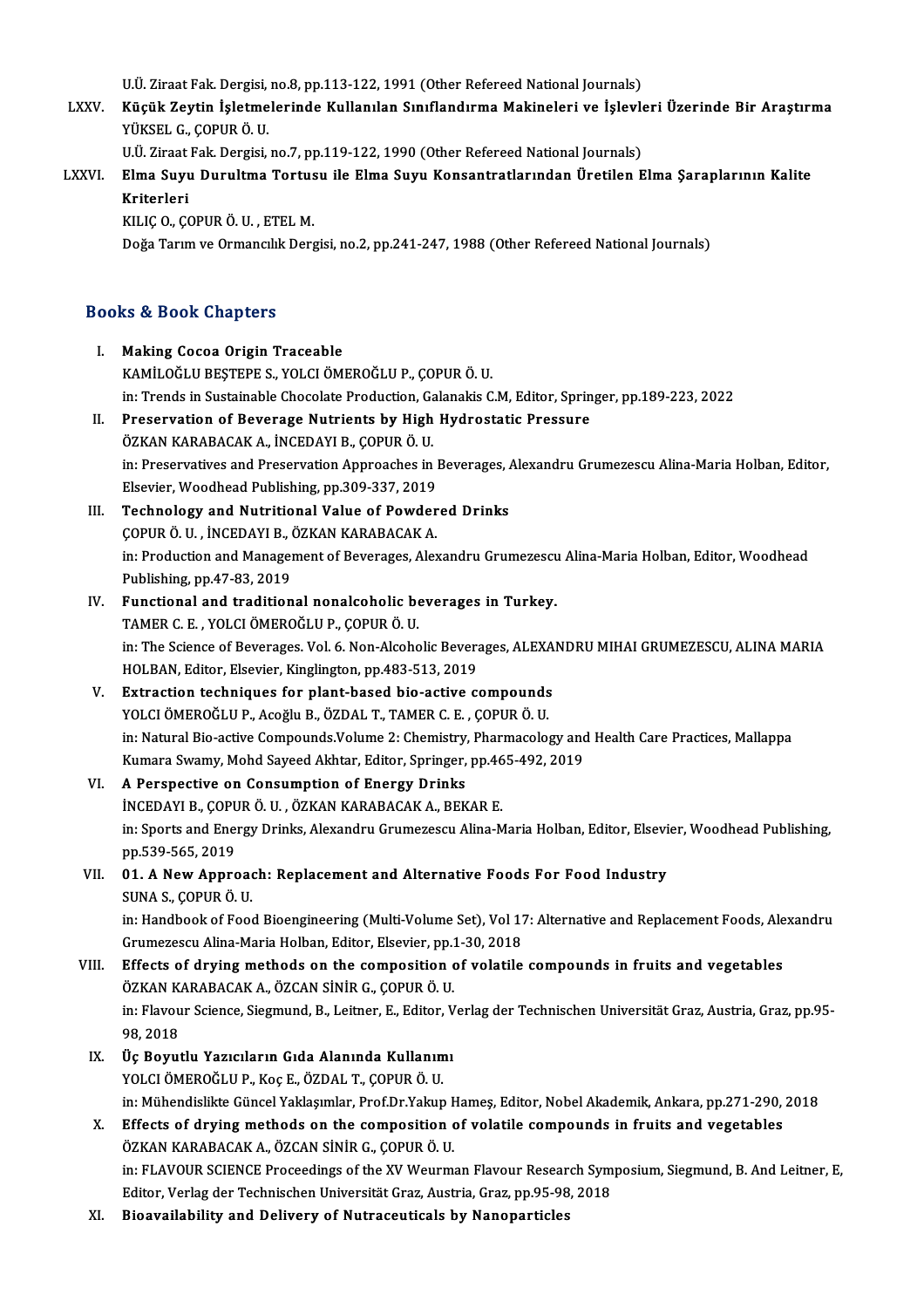U.Ü. Ziraat Fak. Dergisi, no.8, pp.113-122, 1991 (Other Refereed National Journals)

LXXV. **Küçük Zeytin İşletmelerinde Kullanılan Sınıflandırma Makineleri ve İşlevleri Üzerinde Bir Araştırma**
YÜKSEL G., ÇOPUR Ö. U.
U.Ü. Ziraat Fak. Dergisi, no.7, pp.119-122, 1990 (Other Refereed National Journals)

LXXVI. **Elma Suyu Durultma Tortusu ile Elma Suyu Konsantratlarından Üretilen Elma Şaraplarının Kalite Kriterleri**
KILIÇ O., ÇOPUR Ö. U. , ETEL M.
Doğa Tarım ve Ormancılık Dergisi, no.2, pp.241-247, 1988 (Other Refereed National Journals)

## Books & Book Chapters

I. **Making Cocoa Origin Traceable**
KAMİLOĞLU BEŞTEPE S., YOLCI ÖMEROĞLU P., ÇOPUR Ö. U.
in: Trends in Sustainable Chocolate Production, Galanakis C.M, Editor, Springer, pp.189-223, 2022

II. **Preservation of Beverage Nutrients by High Hydrostatic Pressure**
ÖZKAN KARABACAK A., İNCEDAYI B., ÇOPUR Ö. U.
in: Preservatives and Preservation Approaches in Beverages, Alexandru Grumezescu Alina-Maria Holban, Editor, Elsevier, Woodhead Publishing, pp.309-337, 2019

III. **Technology and Nutritional Value of Powdered Drinks**
ÇOPUR Ö. U. , İNCEDAYI B., ÖZKAN KARABACAK A.
in: Production and Management of Beverages, Alexandru Grumezescu Alina-Maria Holban, Editor, Woodhead Publishing, pp.47-83, 2019

IV. **Functional and traditional nonalcoholic beverages in Turkey.**
TAMER C. E. , YOLCI ÖMEROĞLU P., ÇOPUR Ö. U.
in: The Science of Beverages. Vol. 6. Non-Alcoholic Beverages, ALEXANDRU MIHAI GRUMEZESCU, ALINA MARIA HOLBAN, Editor, Elsevier, Kinglington, pp.483-513, 2019

V. **Extraction techniques for plant-based bio-active compounds**
YOLCI ÖMEROĞLU P., Acoğlu B., ÖZDAL T., TAMER C. E. , ÇOPUR Ö. U.
in: Natural Bio-active Compounds.Volume 2: Chemistry, Pharmacology and Health Care Practices, Mallappa Kumara Swamy, Mohd Sayeed Akhtar, Editor, Springer, pp.465-492, 2019

VI. **A Perspective on Consumption of Energy Drinks**
İNCEDAYI B., ÇOPUR Ö. U. , ÖZKAN KARABACAK A., BEKAR E.
in: Sports and Energy Drinks, Alexandru Grumezescu Alina-Maria Holban, Editor, Elsevier, Woodhead Publishing, pp.539-565, 2019

VII. **01. A New Approach: Replacement and Alternative Foods For Food Industry**
SUNA S., ÇOPUR Ö. U.
in: Handbook of Food Bioengineering (Multi-Volume Set), Vol 17: Alternative and Replacement Foods, Alexandru Grumezescu Alina-Maria Holban, Editor, Elsevier, pp.1-30, 2018

VIII. **Effects of drying methods on the composition of volatile compounds in fruits and vegetables**
ÖZKAN KARABACAK A., ÖZCAN SİNİR G., ÇOPUR Ö. U.
in: Flavour Science, Siegmund, B., Leitner, E., Editor, Verlag der Technischen Universität Graz, Austria, Graz, pp.95-98, 2018

IX. **Üç Boyutlu Yazıcıların Gıda Alanında Kullanımı**
YOLCI ÖMEROĞLU P., Koç E., ÖZDAL T., ÇOPUR Ö. U.
in: Mühendislikte Güncel Yaklaşımlar, Prof.Dr.Yakup Hameş, Editor, Nobel Akademik, Ankara, pp.271-290, 2018

X. **Effects of drying methods on the composition of volatile compounds in fruits and vegetables**
ÖZKAN KARABACAK A., ÖZCAN SİNİR G., ÇOPUR Ö. U.
in: FLAVOUR SCIENCE Proceedings of the XV Weurman Flavour Research Symposium, Siegmund, B. And Leitner, E, Editor, Verlag der Technischen Universität Graz, Austria, Graz, pp.95-98, 2018

XI. **Bioavailability and Delivery of Nutraceuticals by Nanoparticles**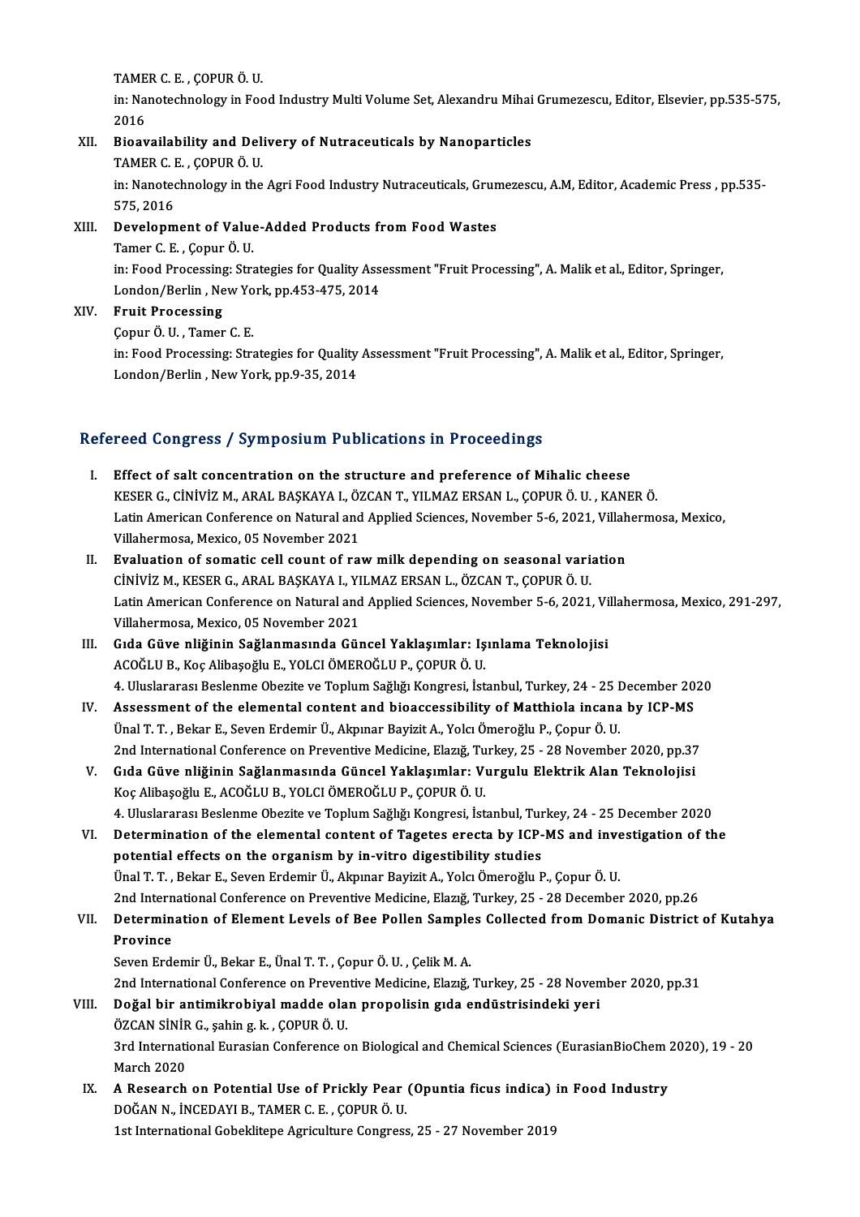TAMER C. E. , ÇOPUR Ö. U.
in: Nanotechnology in Food Industry Multi Volume Set, Alexandru Mihai Grumezescu, Editor, Elsevier, pp.535-575, 2016

XII. **Bioavailability and Delivery of Nutraceuticals by Nanoparticles**
TAMER C. E. , ÇOPUR Ö. U.
in: Nanotechnology in the Agri Food Industry Nutraceuticals, Grumezescu, A.M, Editor, Academic Press , pp.535-575, 2016

XIII. **Development of Value-Added Products from Food Wastes**
Tamer C. E. , Çopur Ö. U.
in: Food Processing: Strategies for Quality Assessment "Fruit Processing", A. Malik et al., Editor, Springer, London/Berlin , New York, pp.453-475, 2014

XIV. **Fruit Processing**
Çopur Ö. U. , Tamer C. E.
in: Food Processing: Strategies for Quality Assessment "Fruit Processing", A. Malik et al., Editor, Springer, London/Berlin , New York, pp.9-35, 2014

## Refereed Congress / Symposium Publications in Proceedings

I. **Effect of salt concentration on the structure and preference of Mihalic cheese**
KESER G., CİNİVİZ M., ARAL BAŞKAYA I., ÖZCAN T., YILMAZ ERSAN L., ÇOPUR Ö. U. , KANER Ö.
Latin American Conference on Natural and Applied Sciences, November 5-6, 2021, Villahermosa, Mexico, Villahermosa, Mexico, 05 November 2021

II. **Evaluation of somatic cell count of raw milk depending on seasonal variation**
CİNİVİZ M., KESER G., ARAL BAŞKAYA I., YILMAZ ERSAN L., ÖZCAN T., ÇOPUR Ö. U.
Latin American Conference on Natural and Applied Sciences, November 5-6, 2021, Villahermosa, Mexico, 291-297, Villahermosa, Mexico, 05 November 2021

III. **Gıda Güve nliğinin Sağlanmasında Güncel Yaklaşımlar: Işınlama Teknolojisi**
ACOĞLU B., Koç Alibaşoğlu E., YOLCI ÖMEROĞLU P., ÇOPUR Ö. U.
4. Uluslararası Beslenme Obezite ve Toplum Sağlığı Kongresi, İstanbul, Turkey, 24 - 25 December 2020

IV. **Assessment of the elemental content and bioaccessibility of Matthiola incana by ICP-MS**
Ünal T. T. , Bekar E., Seven Erdemir Ü., Akpınar Bayizit A., Yolcı Ömeroğlu P., Çopur Ö. U.
2nd International Conference on Preventive Medicine, Elazığ, Turkey, 25 - 28 November 2020, pp.37

V. **Gıda Güve nliğinin Sağlanmasında Güncel Yaklaşımlar: Vurgulu Elektrik Alan Teknolojisi**
Koç Alibaşoğlu E., ACOĞLU B., YOLCI ÖMEROĞLU P., ÇOPUR Ö. U.
4. Uluslararası Beslenme Obezite ve Toplum Sağlığı Kongresi, İstanbul, Turkey, 24 - 25 December 2020

VI. **Determination of the elemental content of Tagetes erecta by ICP-MS and investigation of the potential effects on the organism by in-vitro digestibility studies**
Ünal T. T. , Bekar E., Seven Erdemir Ü., Akpınar Bayizit A., Yolcı Ömeroğlu P., Çopur Ö. U.
2nd International Conference on Preventive Medicine, Elazığ, Turkey, 25 - 28 December 2020, pp.26

VII. **Determination of Element Levels of Bee Pollen Samples Collected from Domanic District of Kutahya Province**
Seven Erdemir Ü., Bekar E., Ünal T. T. , Çopur Ö. U. , Çelik M. A.
2nd International Conference on Preventive Medicine, Elazığ, Turkey, 25 - 28 November 2020, pp.31

VIII. **Doğal bir antimikrobiyal madde olan propolisin gıda endüstrisindeki yeri**
ÖZCAN SİNİR G., şahin g. k. , ÇOPUR Ö. U.
3rd International Eurasian Conference on Biological and Chemical Sciences (EurasianBioChem 2020), 19 - 20 March 2020

IX. **A Research on Potential Use of Prickly Pear (Opuntia ficus indica) in Food Industry**
DOĞAN N., İNCEDAYI B., TAMER C. E. , ÇOPUR Ö. U.
1st International Gobeklitepe Agriculture Congress, 25 - 27 November 2019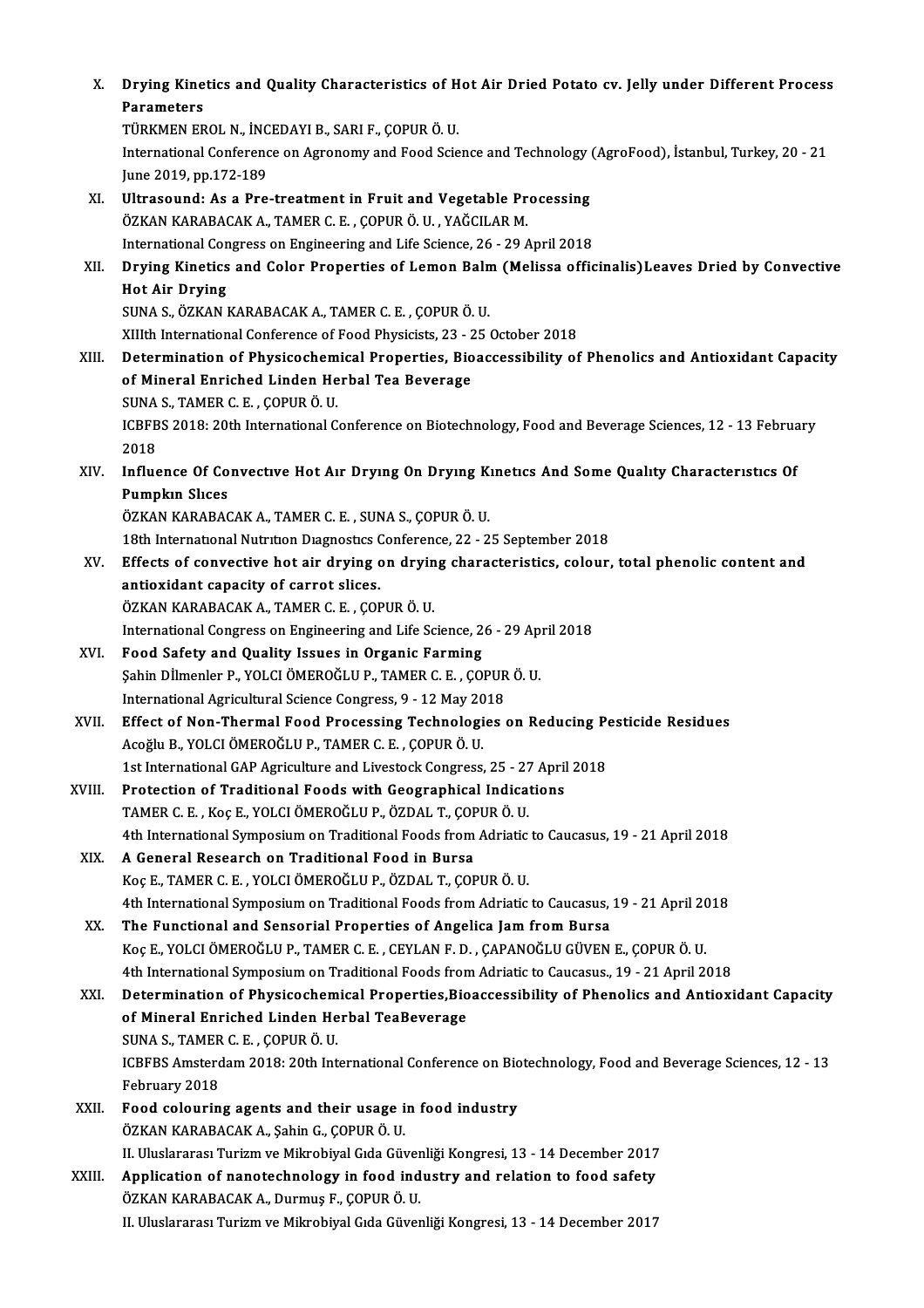X. **Drying Kinetics and Quality Characteristics of Hot Air Dried Potato cv. Jelly under Different Process Parameters**
TÜRKMEN EROL N., İNCEDAYI B., SARI F., ÇOPUR Ö. U.
International Conference on Agronomy and Food Science and Technology (AgroFood), İstanbul, Turkey, 20 - 21 June 2019, pp.172-189

XI. **Ultrasound: As a Pre-treatment in Fruit and Vegetable Processing**
ÖZKAN KARABACAK A., TAMER C. E. , ÇOPUR Ö. U. , YAĞCILAR M.
International Congress on Engineering and Life Science, 26 - 29 April 2018

XII. **Drying Kinetics and Color Properties of Lemon Balm (Melissa officinalis)Leaves Dried by Convective Hot Air Drying**
SUNA S., ÖZKAN KARABACAK A., TAMER C. E. , ÇOPUR Ö. U.
XIIIth International Conference of Food Physicists, 23 - 25 October 2018

XIII. **Determination of Physicochemical Properties, Bioaccessibility of Phenolics and Antioxidant Capacity of Mineral Enriched Linden Herbal Tea Beverage**
SUNA S., TAMER C. E. , ÇOPUR Ö. U.
ICBFBS 2018: 20th International Conference on Biotechnology, Food and Beverage Sciences, 12 - 13 February 2018

XIV. **Influence Of Convectıve Hot Aır Dryıng On Dryıng Kınetıcs And Some Qualıty Characterıstıcs Of Pumpkın Slıces**
ÖZKAN KARABACAK A., TAMER C. E. , SUNA S., ÇOPUR Ö. U.
18th Internatıonal Nutrıtıon Dıagnostıcs Conference, 22 - 25 September 2018

XV. **Effects of convective hot air drying on drying characteristics, colour, total phenolic content and antioxidant capacity of carrot slices.**
ÖZKAN KARABACAK A., TAMER C. E. , ÇOPUR Ö. U.
International Congress on Engineering and Life Science, 26 - 29 April 2018

XVI. **Food Safety and Quality Issues in Organic Farming**
Şahin Dİlmenler P., YOLCI ÖMEROĞLU P., TAMER C. E. , ÇOPUR Ö. U.
International Agricultural Science Congress, 9 - 12 May 2018

XVII. **Effect of Non-Thermal Food Processing Technologies on Reducing Pesticide Residues**
Acoğlu B., YOLCI ÖMEROĞLU P., TAMER C. E. , ÇOPUR Ö. U.
1st International GAP Agriculture and Livestock Congress, 25 - 27 April 2018

XVIII. **Protection of Traditional Foods with Geographical Indications**
TAMER C. E. , Koç E., YOLCI ÖMEROĞLU P., ÖZDAL T., ÇOPUR Ö. U.
4th International Symposium on Traditional Foods from Adriatic to Caucasus, 19 - 21 April 2018

XIX. **A General Research on Traditional Food in Bursa**
Koç E., TAMER C. E. , YOLCI ÖMEROĞLU P., ÖZDAL T., ÇOPUR Ö. U.
4th International Symposium on Traditional Foods from Adriatic to Caucasus, 19 - 21 April 2018

XX. **The Functional and Sensorial Properties of Angelica Jam from Bursa**
Koç E., YOLCI ÖMEROĞLU P., TAMER C. E. , CEYLAN F. D. , ÇAPANOĞLU GÜVEN E., ÇOPUR Ö. U.
4th International Symposium on Traditional Foods from Adriatic to Caucasus., 19 - 21 April 2018

XXI. **Determination of Physicochemical Properties,Bioaccessibility of Phenolics and Antioxidant Capacity of Mineral Enriched Linden Herbal TeaBeverage**
SUNA S., TAMER C. E. , ÇOPUR Ö. U.
ICBFBS Amsterdam 2018: 20th International Conference on Biotechnology, Food and Beverage Sciences, 12 - 13 February 2018

XXII. **Food colouring agents and their usage in food industry**
ÖZKAN KARABACAK A., Şahin G., ÇOPUR Ö. U.
II. Uluslararası Turizm ve Mikrobiyal Gıda Güvenliği Kongresi, 13 - 14 December 2017

XXIII. **Application of nanotechnology in food industry and relation to food safety**
ÖZKAN KARABACAK A., Durmuş F., ÇOPUR Ö. U.
II. Uluslararası Turizm ve Mikrobiyal Gıda Güvenliği Kongresi, 13 - 14 December 2017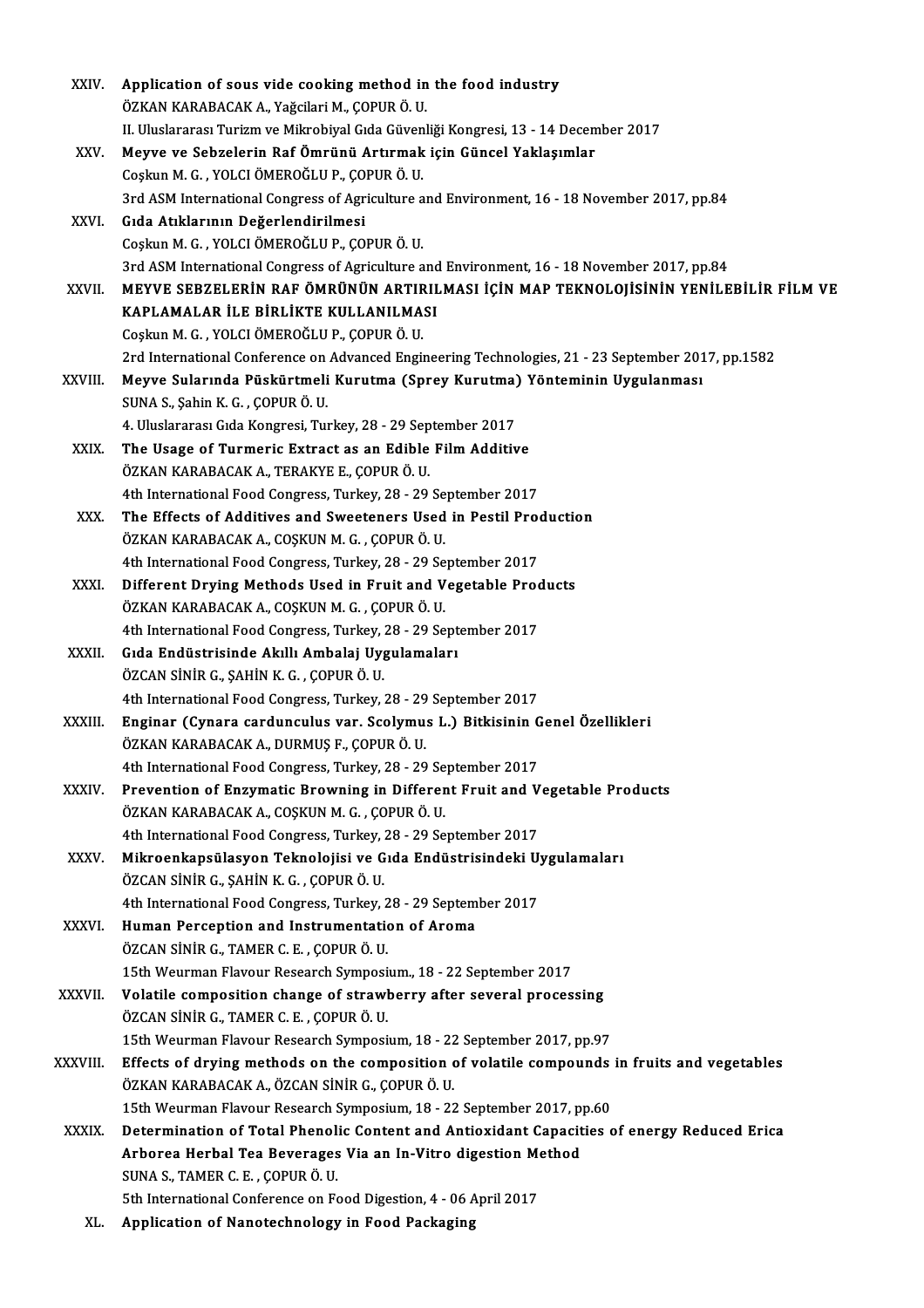XXIV. **Application of sous vide cooking method in the food industry**
ÖZKAN KARABACAK A., Yağcilari M., ÇOPUR Ö. U.
II. Uluslararası Turizm ve Mikrobiyal Gıda Güvenliği Kongresi, 13 - 14 December 2017

XXV. **Meyve ve Sebzelerin Raf Ömrünü Artırmak için Güncel Yaklaşımlar**
Coşkun M. G. , YOLCI ÖMEROĞLU P., ÇOPUR Ö. U.
3rd ASM International Congress of Agriculture and Environment, 16 - 18 November 2017, pp.84

XXVI. **Gıda Atıklarının Değerlendirilmesi**
Coşkun M. G. , YOLCI ÖMEROĞLU P., ÇOPUR Ö. U.
3rd ASM International Congress of Agriculture and Environment, 16 - 18 November 2017, pp.84

XXVII. **MEYVE SEBZELERİN RAF ÖMRÜNÜN ARTIRILMASI İÇİN MAP TEKNOLOJİSİNİN YENİLEBİLİR FİLM VE KAPLAMALAR İLE BİRLİKTE KULLANILMASI**
Coşkun M. G. , YOLCI ÖMEROĞLU P., ÇOPUR Ö. U.
2rd International Conference on Advanced Engineering Technologies, 21 - 23 September 2017, pp.1582

XXVIII. **Meyve Sularında Püskürtmeli Kurutma (Sprey Kurutma) Yönteminin Uygulanması**
SUNA S., Şahin K. G. , ÇOPUR Ö. U.
4. Uluslararası Gıda Kongresi, Turkey, 28 - 29 September 2017

XXIX. **The Usage of Turmeric Extract as an Edible Film Additive**
ÖZKAN KARABACAK A., TERAKYE E., ÇOPUR Ö. U.
4th International Food Congress, Turkey, 28 - 29 September 2017

XXX. **The Effects of Additives and Sweeteners Used in Pestil Production**
ÖZKAN KARABACAK A., COŞKUN M. G. , ÇOPUR Ö. U.
4th International Food Congress, Turkey, 28 - 29 September 2017

XXXI. **Different Drying Methods Used in Fruit and Vegetable Products**
ÖZKAN KARABACAK A., COŞKUN M. G. , ÇOPUR Ö. U.
4th International Food Congress, Turkey, 28 - 29 September 2017

XXXII. **Gıda Endüstrisinde Akıllı Ambalaj Uygulamaları**
ÖZCAN SİNİR G., ŞAHİN K. G. , ÇOPUR Ö. U.
4th International Food Congress, Turkey, 28 - 29 September 2017

XXXIII. **Enginar (Cynara cardunculus var. Scolymus L.) Bitkisinin Genel Özellikleri**
ÖZKAN KARABACAK A., DURMUŞ F., ÇOPUR Ö. U.
4th International Food Congress, Turkey, 28 - 29 September 2017

XXXIV. **Prevention of Enzymatic Browning in Different Fruit and Vegetable Products**
ÖZKAN KARABACAK A., COŞKUN M. G. , ÇOPUR Ö. U.
4th International Food Congress, Turkey, 28 - 29 September 2017

XXXV. **Mikroenkapsülasyon Teknolojisi ve Gıda Endüstrisindeki Uygulamaları**
ÖZCAN SİNİR G., ŞAHİN K. G. , ÇOPUR Ö. U.
4th International Food Congress, Turkey, 28 - 29 September 2017

XXXVI. **Human Perception and Instrumentation of Aroma**
ÖZCAN SİNİR G., TAMER C. E. , ÇOPUR Ö. U.
15th Weurman Flavour Research Symposium., 18 - 22 September 2017

XXXVII. **Volatile composition change of strawberry after several processing**
ÖZCAN SİNİR G., TAMER C. E. , ÇOPUR Ö. U.
15th Weurman Flavour Research Symposium, 18 - 22 September 2017, pp.97

XXXVIII. **Effects of drying methods on the composition of volatile compounds in fruits and vegetables**
ÖZKAN KARABACAK A., ÖZCAN SİNİR G., ÇOPUR Ö. U.
15th Weurman Flavour Research Symposium, 18 - 22 September 2017, pp.60

XXXIX. **Determination of Total Phenolic Content and Antioxidant Capacities of energy Reduced Erica Arborea Herbal Tea Beverages Via an In-Vitro digestion Method**
SUNA S., TAMER C. E. , ÇOPUR Ö. U.
5th International Conference on Food Digestion, 4 - 06 April 2017

XL. **Application of Nanotechnology in Food Packaging**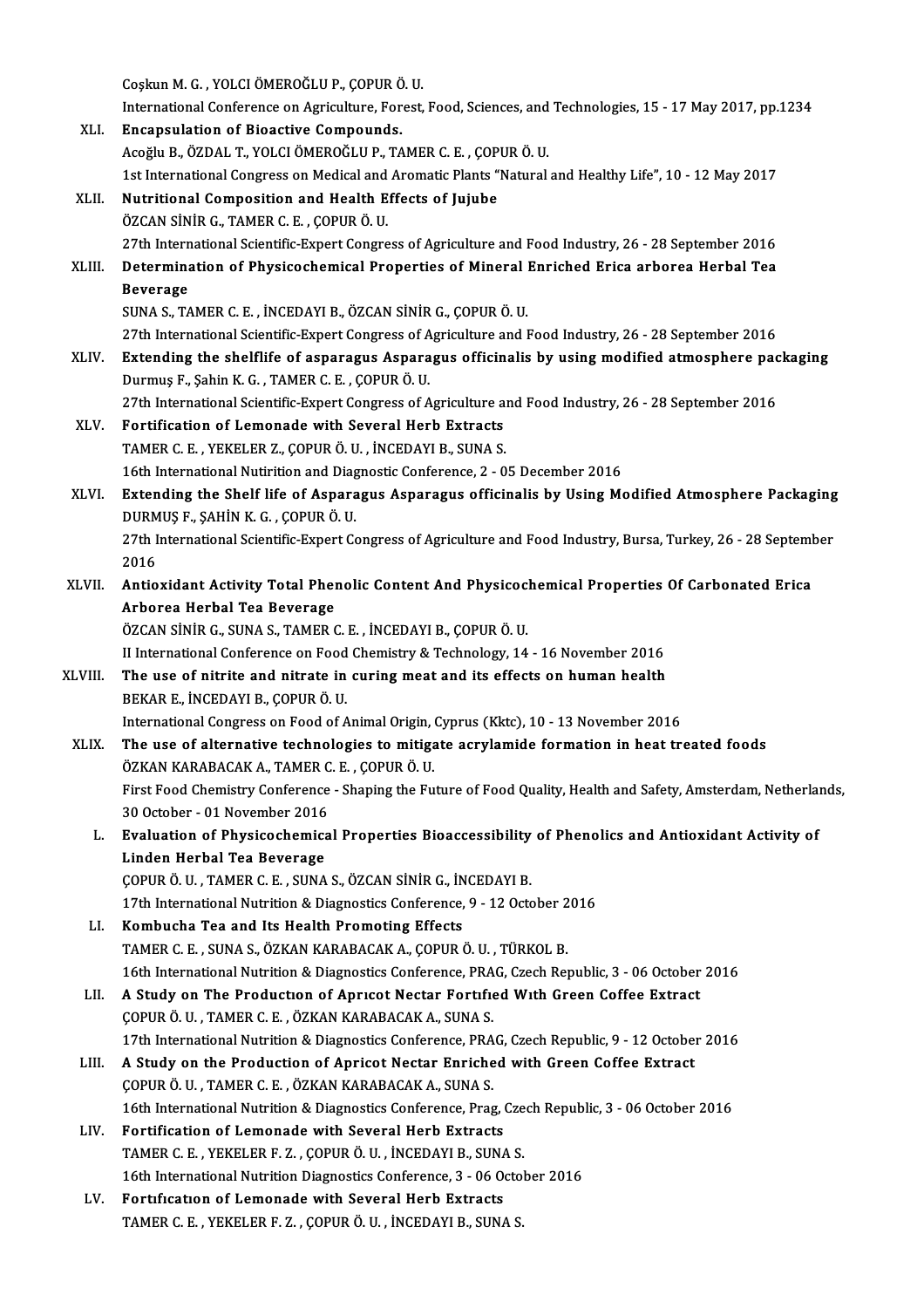Coşkun M. G. , YOLCI ÖMEROĞLU P., ÇOPUR Ö. U.
International Conference on Agriculture, Forest, Food, Sciences, and Technologies, 15 - 17 May 2017, pp.1234

XLI. **Encapsulation of Bioactive Compounds.**
Acoğlu B., ÖZDAL T., YOLCI ÖMEROĞLU P., TAMER C. E. , ÇOPUR Ö. U.
1st International Congress on Medical and Aromatic Plants "Natural and Healthy Life", 10 - 12 May 2017

XLII. **Nutritional Composition and Health Effects of Jujube**
ÖZCAN SİNİR G., TAMER C. E. , ÇOPUR Ö. U.
27th International Scientific-Expert Congress of Agriculture and Food Industry, 26 - 28 September 2016

XLIII. **Determination of Physicochemical Properties of Mineral Enriched Erica arborea Herbal Tea Beverage**
SUNA S., TAMER C. E. , İNCEDAYI B., ÖZCAN SİNİR G., ÇOPUR Ö. U.
27th International Scientific-Expert Congress of Agriculture and Food Industry, 26 - 28 September 2016

XLIV. **Extending the shelflife of asparagus Asparagus officinalis by using modified atmosphere packaging**
Durmuş F., Şahin K. G. , TAMER C. E. , ÇOPUR Ö. U.
27th International Scientific-Expert Congress of Agriculture and Food Industry, 26 - 28 September 2016

XLV. **Fortification of Lemonade with Several Herb Extracts**
TAMER C. E. , YEKELER Z., ÇOPUR Ö. U. , İNCEDAYI B., SUNA S.
16th International Nutirition and Diagnostic Conference, 2 - 05 December 2016

XLVI. **Extending the Shelf life of Asparagus Asparagus officinalis by Using Modified Atmosphere Packaging**
DURMUŞ F., ŞAHİN K. G. , ÇOPUR Ö. U.
27th International Scientific-Expert Congress of Agriculture and Food Industry, Bursa, Turkey, 26 - 28 September 2016

XLVII. **Antioxidant Activity Total Phenolic Content And Physicochemical Properties Of Carbonated Erica Arborea Herbal Tea Beverage**
ÖZCAN SİNİR G., SUNA S., TAMER C. E. , İNCEDAYI B., ÇOPUR Ö. U.
II International Conference on Food Chemistry & Technology, 14 - 16 November 2016

XLVIII. **The use of nitrite and nitrate in curing meat and its effects on human health**
BEKAR E., İNCEDAYI B., ÇOPUR Ö. U.
International Congress on Food of Animal Origin, Cyprus (Kktc), 10 - 13 November 2016

XLIX. **The use of alternative technologies to mitigate acrylamide formation in heat treated foods**
ÖZKAN KARABACAK A., TAMER C. E. , ÇOPUR Ö. U.
First Food Chemistry Conference - Shaping the Future of Food Quality, Health and Safety, Amsterdam, Netherlands, 30 October - 01 November 2016

L. **Evaluation of Physicochemical Properties Bioaccessibility of Phenolics and Antioxidant Activity of Linden Herbal Tea Beverage**
ÇOPUR Ö. U. , TAMER C. E. , SUNA S., ÖZCAN SİNİR G., İNCEDAYI B.
17th International Nutrition & Diagnostics Conference, 9 - 12 October 2016

LI. **Kombucha Tea and Its Health Promoting Effects**
TAMER C. E. , SUNA S., ÖZKAN KARABACAK A., ÇOPUR Ö. U. , TÜRKOL B.
16th International Nutrition & Diagnostics Conference, PRAG, Czech Republic, 3 - 06 October 2016

LII. **A Study on The Productıon of Aprıcot Nectar Fortıfıed Wıth Green Coffee Extract**
ÇOPUR Ö. U. , TAMER C. E. , ÖZKAN KARABACAK A., SUNA S.
17th International Nutrition & Diagnostics Conference, PRAG, Czech Republic, 9 - 12 October 2016

LIII. **A Study on the Production of Apricot Nectar Enriched with Green Coffee Extract**
ÇOPUR Ö. U. , TAMER C. E. , ÖZKAN KARABACAK A., SUNA S.
16th International Nutrition & Diagnostics Conference, Prag, Czech Republic, 3 - 06 October 2016

LIV. **Fortification of Lemonade with Several Herb Extracts**
TAMER C. E. , YEKELER F. Z. , ÇOPUR Ö. U. , İNCEDAYI B., SUNA S.
16th International Nutrition Diagnostics Conference, 3 - 06 October 2016

LV. **Fortıfıcatıon of Lemonade with Several Herb Extracts**
TAMER C. E. , YEKELER F. Z. , ÇOPUR Ö. U. , İNCEDAYI B., SUNA S.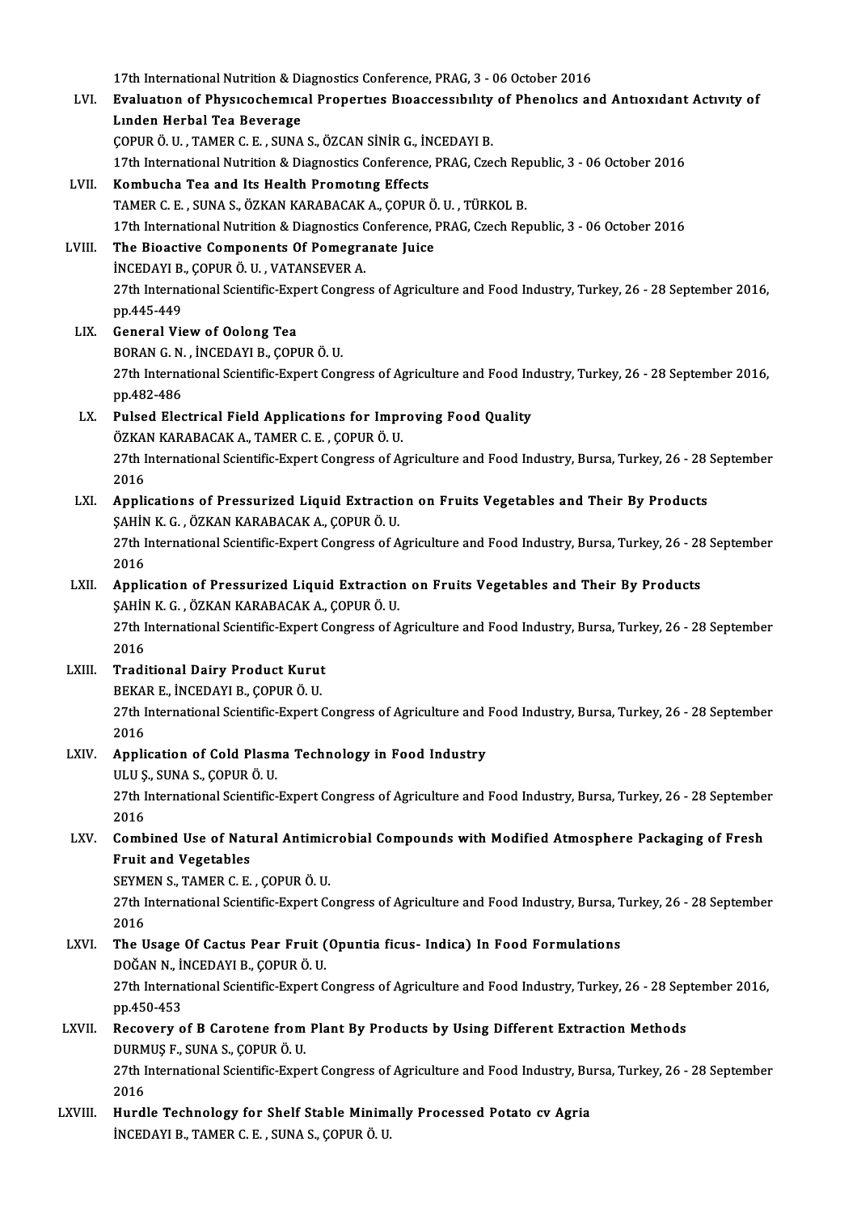17th International Nutrition & Diagnostics Conference, PRAG, 3 - 06 October 2016

LVI. **Evaluatıon of Physıcochemıcal Propertıes Bıoaccessıbılıty of Phenolıcs and Antıoxıdant Actıvıty of Lınden Herbal Tea Beverage**
ÇOPUR Ö. U. , TAMER C. E. , SUNA S., ÖZCAN SİNİR G., İNCEDAYI B.
17th International Nutrition & Diagnostics Conference, PRAG, Czech Republic, 3 - 06 October 2016

LVII. **Kombucha Tea and Its Health Promotıng Effects**
TAMER C. E. , SUNA S., ÖZKAN KARABACAK A., ÇOPUR Ö. U. , TÜRKOL B.
17th International Nutrition & Diagnostics Conference, PRAG, Czech Republic, 3 - 06 October 2016

LVIII. **The Bioactive Components Of Pomegranate Juice**
İNCEDAYI B., ÇOPUR Ö. U. , VATANSEVER A.
27th International Scientific-Expert Congress of Agriculture and Food Industry, Turkey, 26 - 28 September 2016, pp.445-449

LIX. **General View of Oolong Tea**
BORAN G. N. , İNCEDAYI B., ÇOPUR Ö. U.
27th International Scientific-Expert Congress of Agriculture and Food Industry, Turkey, 26 - 28 September 2016, pp.482-486

LX. **Pulsed Electrical Field Applications for Improving Food Quality**
ÖZKAN KARABACAK A., TAMER C. E. , ÇOPUR Ö. U.
27th International Scientific-Expert Congress of Agriculture and Food Industry, Bursa, Turkey, 26 - 28 September 2016

LXI. **Applications of Pressurized Liquid Extraction on Fruits Vegetables and Their By Products**
ŞAHİN K. G. , ÖZKAN KARABACAK A., ÇOPUR Ö. U.
27th International Scientific-Expert Congress of Agriculture and Food Industry, Bursa, Turkey, 26 - 28 September 2016

LXII. **Application of Pressurized Liquid Extraction on Fruits Vegetables and Their By Products**
ŞAHİN K. G. , ÖZKAN KARABACAK A., ÇOPUR Ö. U.
27th International Scientific-Expert Congress of Agriculture and Food Industry, Bursa, Turkey, 26 - 28 September 2016

LXIII. **Traditional Dairy Product Kurut**
BEKAR E., İNCEDAYI B., ÇOPUR Ö. U.
27th International Scientific-Expert Congress of Agriculture and Food Industry, Bursa, Turkey, 26 - 28 September 2016

LXIV. **Application of Cold Plasma Technology in Food Industry**
ULU Ş., SUNA S., ÇOPUR Ö. U.
27th International Scientific-Expert Congress of Agriculture and Food Industry, Bursa, Turkey, 26 - 28 September 2016

LXV. **Combined Use of Natural Antimicrobial Compounds with Modified Atmosphere Packaging of Fresh Fruit and Vegetables**
SEYMEN S., TAMER C. E. , ÇOPUR Ö. U.
27th International Scientific-Expert Congress of Agriculture and Food Industry, Bursa, Turkey, 26 - 28 September 2016

LXVI. **The Usage Of Cactus Pear Fruit (Opuntia ficus- Indica) In Food Formulations**
DOĞAN N., İNCEDAYI B., ÇOPUR Ö. U.
27th International Scientific-Expert Congress of Agriculture and Food Industry, Turkey, 26 - 28 September 2016, pp.450-453

LXVII. **Recovery of Β Carotene from Plant By Products by Using Different Extraction Methods**
DURMUŞ F., SUNA S., ÇOPUR Ö. U.
27th International Scientific-Expert Congress of Agriculture and Food Industry, Bursa, Turkey, 26 - 28 September 2016

LXVIII. **Hurdle Technology for Shelf Stable Minimally Processed Potato cv Agria**
İNCEDAYI B., TAMER C. E. , SUNA S., ÇOPUR Ö. U.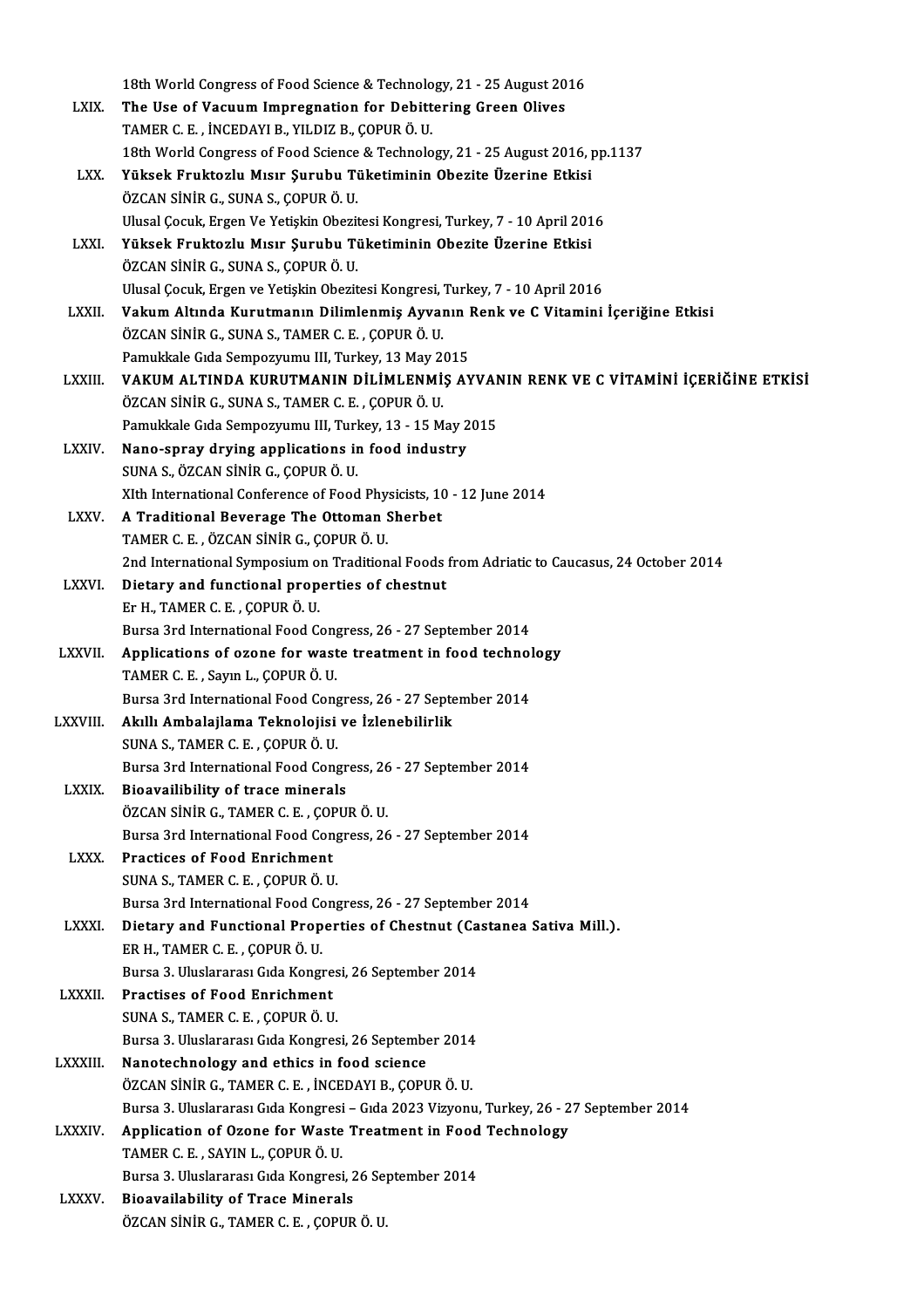18th World Congress of Food Science & Technology, 21 - 25 August 2016

LXIX. **The Use of Vacuum Impregnation for Debittering Green Olives**
TAMER C. E. , İNCEDAYI B., YILDIZ B., ÇOPUR Ö. U.
18th World Congress of Food Science & Technology, 21 - 25 August 2016, pp.1137

LXX. **Yüksek Fruktozlu Mısır Şurubu Tüketiminin Obezite Üzerine Etkisi**
ÖZCAN SİNİR G., SUNA S., ÇOPUR Ö. U.
Ulusal Çocuk, Ergen Ve Yetişkin Obezitesi Kongresi, Turkey, 7 - 10 April 2016

LXXI. **Yüksek Fruktozlu Mısır Şurubu Tüketiminin Obezite Üzerine Etkisi**
ÖZCAN SİNİR G., SUNA S., ÇOPUR Ö. U.
Ulusal Çocuk, Ergen ve Yetişkin Obezitesi Kongresi, Turkey, 7 - 10 April 2016

LXXII. **Vakum Altında Kurutmanın Dilimlenmiş Ayvanın Renk ve C Vitamini İçeriğine Etkisi**
ÖZCAN SİNİR G., SUNA S., TAMER C. E. , ÇOPUR Ö. U.
Pamukkale Gıda Sempozyumu III, Turkey, 13 May 2015

LXXIII. **VAKUM ALTINDA KURUTMANIN DİLİMLENMİŞ AYVANIN RENK VE C VİTAMİNİ İÇERİĞİNE ETKİSİ**
ÖZCAN SİNİR G., SUNA S., TAMER C. E. , ÇOPUR Ö. U.
Pamukkale Gıda Sempozyumu III, Turkey, 13 - 15 May 2015

LXXIV. **Nano-spray drying applications in food industry**
SUNA S., ÖZCAN SİNİR G., ÇOPUR Ö. U.
XIth International Conference of Food Physicists, 10 - 12 June 2014

LXXV. **A Traditional Beverage The Ottoman Sherbet**
TAMER C. E. , ÖZCAN SİNİR G., ÇOPUR Ö. U.
2nd International Symposium on Traditional Foods from Adriatic to Caucasus, 24 October 2014

LXXVI. **Dietary and functional properties of chestnut**
Er H., TAMER C. E. , ÇOPUR Ö. U.
Bursa 3rd International Food Congress, 26 - 27 September 2014

LXXVII. **Applications of ozone for waste treatment in food technology**
TAMER C. E. , Sayın L., ÇOPUR Ö. U.
Bursa 3rd International Food Congress, 26 - 27 September 2014

LXXVIII. **Akıllı Ambalajlama Teknolojisi ve İzlenebilirlik**
SUNA S., TAMER C. E. , ÇOPUR Ö. U.
Bursa 3rd International Food Congress, 26 - 27 September 2014

LXXIX. **Bioavailibility of trace minerals**
ÖZCAN SİNİR G., TAMER C. E. , ÇOPUR Ö. U.
Bursa 3rd International Food Congress, 26 - 27 September 2014

LXXX. **Practices of Food Enrichment**
SUNA S., TAMER C. E. , ÇOPUR Ö. U.
Bursa 3rd International Food Congress, 26 - 27 September 2014

LXXXI. **Dietary and Functional Properties of Chestnut (Castanea Sativa Mill.).**
ER H., TAMER C. E. , ÇOPUR Ö. U.
Bursa 3. Uluslararası Gıda Kongresi, 26 September 2014

LXXXII. **Practises of Food Enrichment**
SUNA S., TAMER C. E. , ÇOPUR Ö. U.
Bursa 3. Uluslararası Gıda Kongresi, 26 September 2014

LXXXIII. **Nanotechnology and ethics in food science**
ÖZCAN SİNİR G., TAMER C. E. , İNCEDAYI B., ÇOPUR Ö. U.
Bursa 3. Uluslararası Gıda Kongresi – Gıda 2023 Vizyonu, Turkey, 26 - 27 September 2014

LXXXIV. **Application of Ozone for Waste Treatment in Food Technology**
TAMER C. E. , SAYIN L., ÇOPUR Ö. U.
Bursa 3. Uluslararası Gıda Kongresi, 26 September 2014

LXXXV. **Bioavailability of Trace Minerals**
ÖZCAN SİNİR G., TAMER C. E. , ÇOPUR Ö. U.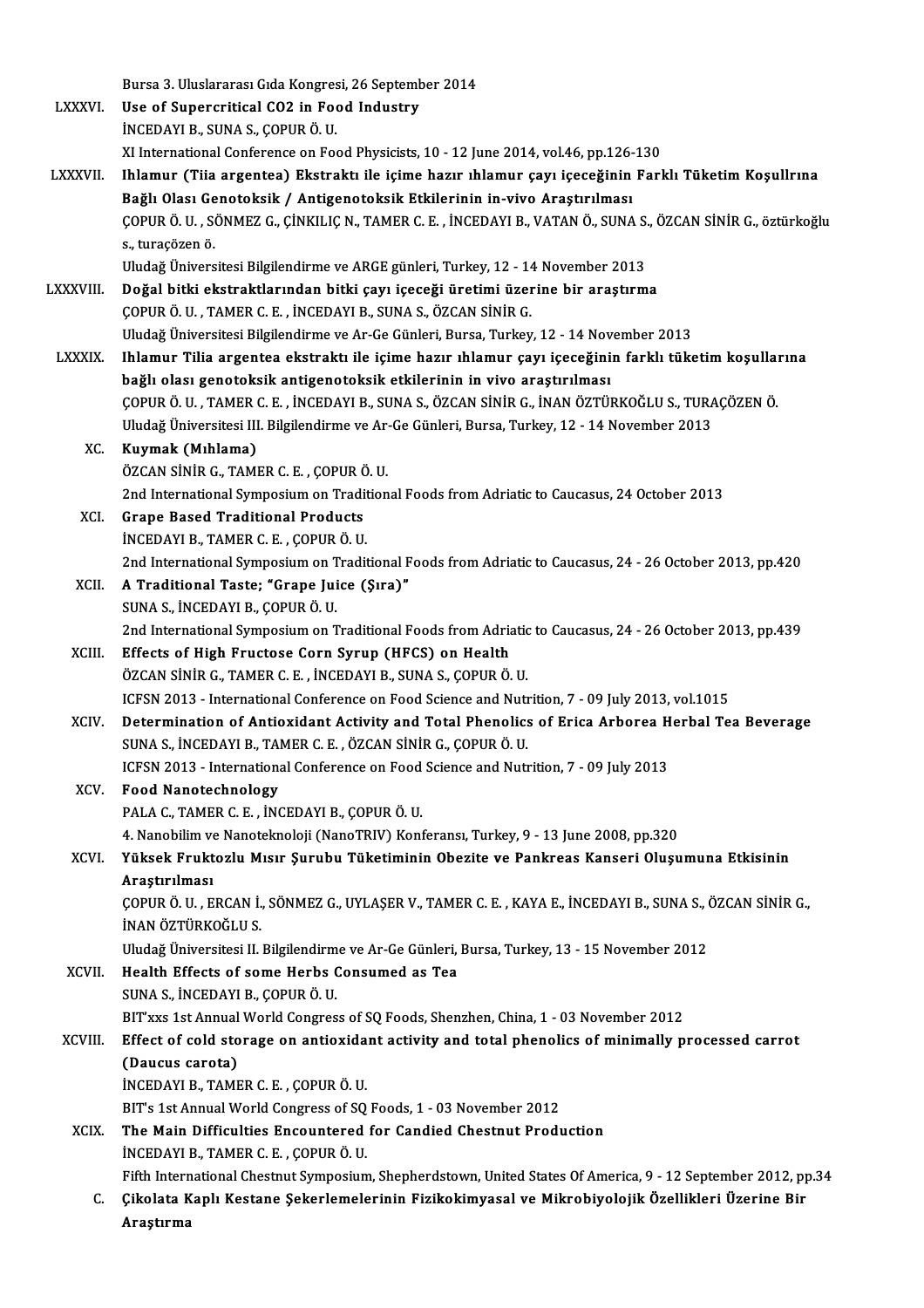Bursa 3. Uluslararası Gıda Kongresi, 26 September 2014

LXXXVI. **Use of Supercritical CO2 in Food Industry**
İNCEDAYI B., SUNA S., ÇOPUR Ö. U.
XI International Conference on Food Physicists, 10 - 12 June 2014, vol.46, pp.126-130

LXXXVII. **Ihlamur (Tiia argentea) Ekstraktı ile içime hazır ıhlamur çayı içeceğinin Farklı Tüketim Koşullrına Bağlı Olası Genotoksik / Antigenotoksik Etkilerinin in-vivo Araştırılması**
ÇOPUR Ö. U. , SÖNMEZ G., ÇİNKILIÇ N., TAMER C. E. , İNCEDAYI B., VATAN Ö., SUNA S., ÖZCAN SİNİR G., öztürkoğlu s., turaçözen ö.
Uludağ Üniversitesi Bilgilendirme ve ARGE günleri, Turkey, 12 - 14 November 2013

LXXXVIII. **Doğal bitki ekstraktlarından bitki çayı içeceği üretimi üzerine bir araştırma**
ÇOPUR Ö. U. , TAMER C. E. , İNCEDAYI B., SUNA S., ÖZCAN SİNİR G.
Uludağ Üniversitesi Bilgilendirme ve Ar-Ge Günleri, Bursa, Turkey, 12 - 14 November 2013

LXXXIX. **Ihlamur Tilia argentea ekstraktı ile içime hazır ıhlamur çayı içeceğinin farklı tüketim koşullarına bağlı olası genotoksik antigenotoksik etkilerinin in vivo araştırılması**
ÇOPUR Ö. U. , TAMER C. E. , İNCEDAYI B., SUNA S., ÖZCAN SİNİR G., İNAN ÖZTÜRKOĞLU S., TURAÇÖZEN Ö.
Uludağ Üniversitesi III. Bilgilendirme ve Ar-Ge Günleri, Bursa, Turkey, 12 - 14 November 2013

XC. **Kuymak (Mıhlama)**
ÖZCAN SİNİR G., TAMER C. E. , ÇOPUR Ö. U.
2nd International Symposium on Traditional Foods from Adriatic to Caucasus, 24 October 2013

XCI. **Grape Based Traditional Products**
İNCEDAYI B., TAMER C. E. , ÇOPUR Ö. U.
2nd International Symposium on Traditional Foods from Adriatic to Caucasus, 24 - 26 October 2013, pp.420

XCII. **A Traditional Taste; "Grape Juice (Şıra)"**
SUNA S., İNCEDAYI B., ÇOPUR Ö. U.
2nd International Symposium on Traditional Foods from Adriatic to Caucasus, 24 - 26 October 2013, pp.439

XCIII. **Effects of High Fructose Corn Syrup (HFCS) on Health**
ÖZCAN SİNİR G., TAMER C. E. , İNCEDAYI B., SUNA S., ÇOPUR Ö. U.
ICFSN 2013 - International Conference on Food Science and Nutrition, 7 - 09 July 2013, vol.1015

XCIV. **Determination of Antioxidant Activity and Total Phenolics of Erica Arborea Herbal Tea Beverage**
SUNA S., İNCEDAYI B., TAMER C. E. , ÖZCAN SİNİR G., ÇOPUR Ö. U.
ICFSN 2013 - International Conference on Food Science and Nutrition, 7 - 09 July 2013

XCV. **Food Nanotechnology**
PALA C., TAMER C. E. , İNCEDAYI B., ÇOPUR Ö. U.
4. Nanobilim ve Nanoteknoloji (NanoTRIV) Konferansı, Turkey, 9 - 13 June 2008, pp.320

XCVI. **Yüksek Fruktozlu Mısır Şurubu Tüketiminin Obezite ve Pankreas Kanseri Oluşumuna Etkisinin Araştırılması**
ÇOPUR Ö. U. , ERCAN İ., SÖNMEZ G., UYLAŞER V., TAMER C. E. , KAYA E., İNCEDAYI B., SUNA S., ÖZCAN SİNİR G., İNAN ÖZTÜRKOĞLU S.
Uludağ Üniversitesi II. Bilgilendirme ve Ar-Ge Günleri, Bursa, Turkey, 13 - 15 November 2012

XCVII. **Health Effects of some Herbs Consumed as Tea**
SUNA S., İNCEDAYI B., ÇOPUR Ö. U.
BIT'xxs 1st Annual World Congress of SQ Foods, Shenzhen, China, 1 - 03 November 2012

XCVIII. **Effect of cold storage on antioxidant activity and total phenolics of minimally processed carrot (Daucus carota)**
İNCEDAYI B., TAMER C. E. , ÇOPUR Ö. U.
BIT's 1st Annual World Congress of SQ Foods, 1 - 03 November 2012

XCIX. **The Main Difficulties Encountered for Candied Chestnut Production**
İNCEDAYI B., TAMER C. E. , ÇOPUR Ö. U.
Fifth International Chestnut Symposium, Shepherdstown, United States Of America, 9 - 12 September 2012, pp.34

C. **Çikolata Kaplı Kestane Şekerlemelerinin Fizikokimyasal ve Mikrobiyolojik Özellikleri Üzerine Bir Araştırma**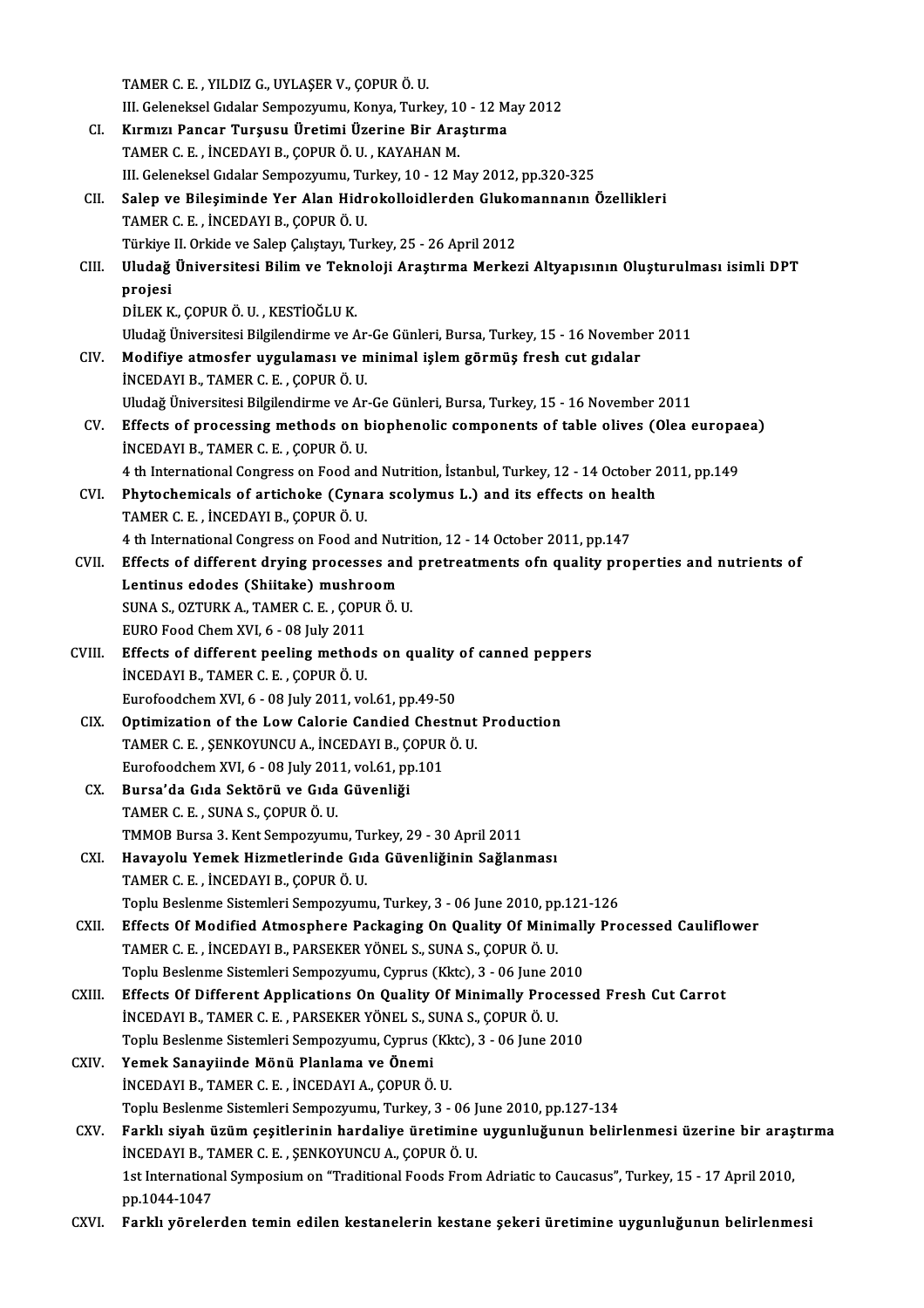TAMER C. E. , YILDIZ G., UYLAŞER V., ÇOPUR Ö. U.
III. Geleneksel Gıdalar Sempozyumu, Konya, Turkey, 10 - 12 May 2012

CI. **Kırmızı Pancar Turşusu Üretimi Üzerine Bir Araştırma**
TAMER C. E. , İNCEDAYI B., ÇOPUR Ö. U. , KAYAHAN M.
III. Geleneksel Gıdalar Sempozyumu, Turkey, 10 - 12 May 2012, pp.320-325

CII. **Salep ve Bileşiminde Yer Alan Hidrokolloidlerden Glukomannanın Özellikleri**
TAMER C. E. , İNCEDAYI B., ÇOPUR Ö. U.
Türkiye II. Orkide ve Salep Çalıştayı, Turkey, 25 - 26 April 2012

CIII. **Uludağ Üniversitesi Bilim ve Teknoloji Araştırma Merkezi Altyapısının Oluşturulması isimli DPT projesi**
DİLEK K., ÇOPUR Ö. U. , KESTİOĞLU K.
Uludağ Üniversitesi Bilgilendirme ve Ar-Ge Günleri, Bursa, Turkey, 15 - 16 November 2011

CIV. **Modifiye atmosfer uygulaması ve minimal işlem görmüş fresh cut gıdalar**
İNCEDAYI B., TAMER C. E. , ÇOPUR Ö. U.
Uludağ Üniversitesi Bilgilendirme ve Ar-Ge Günleri, Bursa, Turkey, 15 - 16 November 2011

CV. **Effects of processing methods on biophenolic components of table olives (Olea europaea)**
İNCEDAYI B., TAMER C. E. , ÇOPUR Ö. U.
4 th International Congress on Food and Nutrition, İstanbul, Turkey, 12 - 14 October 2011, pp.149

CVI. **Phytochemicals of artichoke (Cynara scolymus L.) and its effects on health**
TAMER C. E. , İNCEDAYI B., ÇOPUR Ö. U.
4 th International Congress on Food and Nutrition, 12 - 14 October 2011, pp.147

CVII. **Effects of different drying processes and pretreatments ofn quality properties and nutrients of Lentinus edodes (Shiitake) mushroom**
SUNA S., OZTURK A., TAMER C. E. , ÇOPUR Ö. U.
EURO Food Chem XVI, 6 - 08 July 2011

CVIII. **Effects of different peeling methods on quality of canned peppers**
İNCEDAYI B., TAMER C. E. , ÇOPUR Ö. U.
Eurofoodchem XVI, 6 - 08 July 2011, vol.61, pp.49-50

CIX. **Optimization of the Low Calorie Candied Chestnut Production**
TAMER C. E. , ŞENKOYUNCU A., İNCEDAYI B., ÇOPUR Ö. U.
Eurofoodchem XVI, 6 - 08 July 2011, vol.61, pp.101

CX. **Bursa'da Gıda Sektörü ve Gıda Güvenliği**
TAMER C. E. , SUNA S., ÇOPUR Ö. U.
TMMOB Bursa 3. Kent Sempozyumu, Turkey, 29 - 30 April 2011

CXI. **Havayolu Yemek Hizmetlerinde Gıda Güvenliğinin Sağlanması**
TAMER C. E. , İNCEDAYI B., ÇOPUR Ö. U.
Toplu Beslenme Sistemleri Sempozyumu, Turkey, 3 - 06 June 2010, pp.121-126

CXII. **Effects Of Modified Atmosphere Packaging On Quality Of Minimally Processed Cauliflower**
TAMER C. E. , İNCEDAYI B., PARSEKER YÖNEL S., SUNA S., ÇOPUR Ö. U.
Toplu Beslenme Sistemleri Sempozyumu, Cyprus (Kktc), 3 - 06 June 2010

CXIII. **Effects Of Different Applications On Quality Of Minimally Processed Fresh Cut Carrot**
İNCEDAYI B., TAMER C. E. , PARSEKER YÖNEL S., SUNA S., ÇOPUR Ö. U.
Toplu Beslenme Sistemleri Sempozyumu, Cyprus (Kktc), 3 - 06 June 2010

CXIV. **Yemek Sanayiinde Mönü Planlama ve Önemi**
İNCEDAYI B., TAMER C. E. , İNCEDAYI A., ÇOPUR Ö. U.
Toplu Beslenme Sistemleri Sempozyumu, Turkey, 3 - 06 June 2010, pp.127-134

CXV. **Farklı siyah üzüm çeşitlerinin hardaliye üretimine uygunluğunun belirlenmesi üzerine bir araştırma**
İNCEDAYI B., TAMER C. E. , ŞENKOYUNCU A., ÇOPUR Ö. U.
1st International Symposium on "Traditional Foods From Adriatic to Caucasus", Turkey, 15 - 17 April 2010, pp.1044-1047

CXVI. **Farklı yörelerden temin edilen kestanelerin kestane şekeri üretimine uygunluğunun belirlenmesi**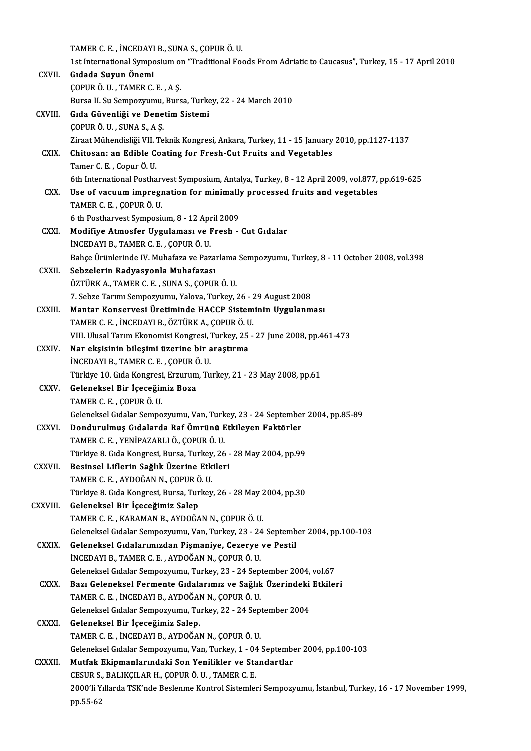TAMER C. E. , İNCEDAYI B., SUNA S., ÇOPUR Ö. U.
1st International Symposium on "Traditional Foods From Adriatic to Caucasus", Turkey, 15 - 17 April 2010

CXVII. **Gıdada Suyun Önemi**
ÇOPUR Ö. U. , TAMER C. E. , A Ş.
Bursa II. Su Sempozyumu, Bursa, Turkey, 22 - 24 March 2010

CXVIII. **Gıda Güvenliği ve Denetim Sistemi**
ÇOPUR Ö. U. , SUNA S., A Ş.
Ziraat Mühendisliği VII. Teknik Kongresi, Ankara, Turkey, 11 - 15 January 2010, pp.1127-1137

CXIX. **Chitosan: an Edible Coating for Fresh-Cut Fruits and Vegetables**
Tamer C. E. , Copur Ö. U.
6th International Postharvest Symposium, Antalya, Turkey, 8 - 12 April 2009, vol.877, pp.619-625

CXX. **Use of vacuum impregnation for minimally processed fruits and vegetables**
TAMER C. E. , ÇOPUR Ö. U.
6 th Postharvest Symposium, 8 - 12 April 2009

CXXI. **Modifiye Atmosfer Uygulaması ve Fresh - Cut Gıdalar**
İNCEDAYI B., TAMER C. E. , ÇOPUR Ö. U.
Bahçe Ürünlerinde IV. Muhafaza ve Pazarlama Sempozyumu, Turkey, 8 - 11 October 2008, vol.398

CXXII. **Sebzelerin Radyasyonla Muhafazası**
ÖZTÜRK A., TAMER C. E. , SUNA S., ÇOPUR Ö. U.
7. Sebze Tarımı Sempozyumu, Yalova, Turkey, 26 - 29 August 2008

CXXIII. **Mantar Konservesi Üretiminde HACCP Sisteminin Uygulanması**
TAMER C. E. , İNCEDAYI B., ÖZTÜRK A., ÇOPUR Ö. U.
VIII. Ulusal Tarım Ekonomisi Kongresi, Turkey, 25 - 27 June 2008, pp.461-473

CXXIV. **Nar ekşisinin bileşimi üzerine bir araştırma**
İNCEDAYI B., TAMER C. E. , ÇOPUR Ö. U.
Türkiye 10. Gıda Kongresi, Erzurum, Turkey, 21 - 23 May 2008, pp.61

CXXV. **Geleneksel Bir İçeceğimiz Boza**
TAMER C. E. , ÇOPUR Ö. U.
Geleneksel Gıdalar Sempozyumu, Van, Turkey, 23 - 24 September 2004, pp.85-89

CXXVI. **Dondurulmuş Gıdalarda Raf Ömrünü Etkileyen Faktörler**
TAMER C. E. , YENİPAZARLI Ö., ÇOPUR Ö. U.
Türkiye 8. Gıda Kongresi, Bursa, Turkey, 26 - 28 May 2004, pp.99

CXXVII. **Besinsel Liflerin Sağlık Üzerine Etkileri**
TAMER C. E. , AYDOĞAN N., ÇOPUR Ö. U.
Türkiye 8. Gıda Kongresi, Bursa, Turkey, 26 - 28 May 2004, pp.30

CXXVIII. **Geleneksel Bir İçeceğimiz Salep**
TAMER C. E. , KARAMAN B., AYDOĞAN N., ÇOPUR Ö. U.
Geleneksel Gıdalar Sempozyumu, Van, Turkey, 23 - 24 September 2004, pp.100-103

CXXIX. **Geleneksel Gıdalarımızdan Pişmaniye, Cezerye ve Pestil**
İNCEDAYI B., TAMER C. E. , AYDOĞAN N., ÇOPUR Ö. U.
Geleneksel Gıdalar Sempozyumu, Turkey, 23 - 24 September 2004, vol.67

CXXX. **Bazı Geleneksel Fermente Gıdalarımız ve Sağlık Üzerindeki Etkileri**
TAMER C. E. , İNCEDAYI B., AYDOĞAN N., ÇOPUR Ö. U.
Geleneksel Gıdalar Sempozyumu, Turkey, 22 - 24 September 2004

CXXXI. **Geleneksel Bir İçeceğimiz Salep.**
TAMER C. E. , İNCEDAYI B., AYDOĞAN N., ÇOPUR Ö. U.
Geleneksel Gıdalar Sempozyumu, Van, Turkey, 1 - 04 September 2004, pp.100-103

CXXXII. **Mutfak Ekipmanlarındaki Son Yenilikler ve Standartlar**
CESUR S., BALIKÇILAR H., ÇOPUR Ö. U. , TAMER C. E.
2000'li Yıllarda TSK'nde Beslenme Kontrol Sistemleri Sempozyumu, İstanbul, Turkey, 16 - 17 November 1999, pp.55-62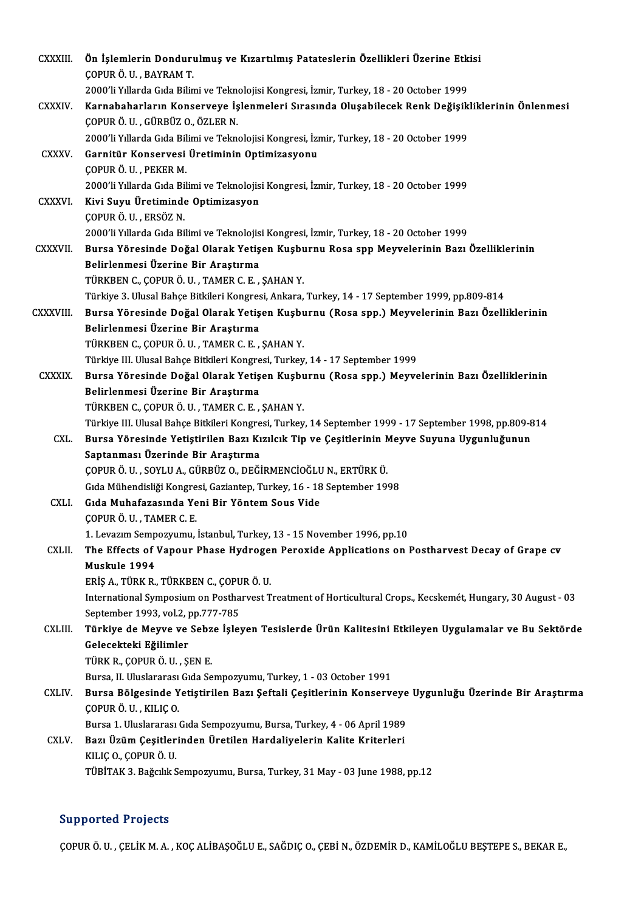CXXXIII. **Ön İşlemlerin Dondurulmuş ve Kızartılmış Patateslerin Özellikleri Üzerine Etkisi**
ÇOPUR Ö. U. , BAYRAM T.
2000'li Yıllarda Gıda Bilimi ve Teknolojisi Kongresi, İzmir, Turkey, 18 - 20 October 1999

CXXXIV. **Karnabaharların Konserveye İşlenmeleri Sırasında Oluşabilecek Renk Değişikliklerinin Önlenmesi**
ÇOPUR Ö. U. , GÜRBÜZ O., ÖZLER N.
2000'li Yıllarda Gıda Bilimi ve Teknolojisi Kongresi, İzmir, Turkey, 18 - 20 October 1999

CXXXV. **Garnitür Konservesi Üretiminin Optimizasyonu**
ÇOPUR Ö. U. , PEKER M.
2000'li Yıllarda Gıda Bilimi ve Teknolojisi Kongresi, İzmir, Turkey, 18 - 20 October 1999

CXXXVI. **Kivi Suyu Üretiminde Optimizasyon**
ÇOPUR Ö. U. , ERSÖZ N.
2000'li Yıllarda Gıda Bilimi ve Teknolojisi Kongresi, İzmir, Turkey, 18 - 20 October 1999

CXXXVII. **Bursa Yöresinde Doğal Olarak Yetişen Kuşburnu Rosa spp Meyvelerinin Bazı Özelliklerinin Belirlenmesi Üzerine Bir Araştırma**
TÜRKBEN C., ÇOPUR Ö. U. , TAMER C. E. , ŞAHAN Y.
Türkiye 3. Ulusal Bahçe Bitkileri Kongresi, Ankara, Turkey, 14 - 17 September 1999, pp.809-814

CXXXVIII. **Bursa Yöresinde Doğal Olarak Yetişen Kuşburnu (Rosa spp.) Meyvelerinin Bazı Özelliklerinin Belirlenmesi Üzerine Bir Araştırma**
TÜRKBEN C., ÇOPUR Ö. U. , TAMER C. E. , ŞAHAN Y.
Türkiye III. Ulusal Bahçe Bitkileri Kongresi, Turkey, 14 - 17 September 1999

CXXXIX. **Bursa Yöresinde Doğal Olarak Yetişen Kuşburnu (Rosa spp.) Meyvelerinin Bazı Özelliklerinin Belirlenmesi Üzerine Bir Araştırma**
TÜRKBEN C., ÇOPUR Ö. U. , TAMER C. E. , ŞAHAN Y.
Türkiye III. Ulusal Bahçe Bitkileri Kongresi, Turkey, 14 September 1999 - 17 September 1998, pp.809-814

CXL. **Bursa Yöresinde Yetiştirilen Bazı Kızılcık Tip ve Çeşitlerinin Meyve Suyuna Uygunluğunun Saptanması Üzerinde Bir Araştırma**
ÇOPUR Ö. U. , SOYLU A., GÜRBÜZ O., DEĞİRMENCİOĞLU N., ERTÜRK Ü.
Gıda Mühendisliği Kongresi, Gaziantep, Turkey, 16 - 18 September 1998

CXLI. **Gıda Muhafazasında Yeni Bir Yöntem Sous Vide**
ÇOPUR Ö. U. , TAMER C. E.
1. Levazım Sempozyumu, İstanbul, Turkey, 13 - 15 November 1996, pp.10

CXLII. **The Effects of Vapour Phase Hydrogen Peroxide Applications on Postharvest Decay of Grape cv Muskule 1994**
ERİŞ A., TÜRK R., TÜRKBEN C., ÇOPUR Ö. U.
International Symposium on Postharvest Treatment of Horticultural Crops., Kecskemét, Hungary, 30 August - 03 September 1993, vol.2, pp.777-785

CXLIII. **Türkiye de Meyve ve Sebze İşleyen Tesislerde Ürün Kalitesini Etkileyen Uygulamalar ve Bu Sektörde Gelecekteki Eğilimler**
TÜRK R., ÇOPUR Ö. U. , ŞEN E.
Bursa, II. Uluslararası Gıda Sempozyumu, Turkey, 1 - 03 October 1991

CXLIV. **Bursa Bölgesinde Yetiştirilen Bazı Şeftali Çeşitlerinin Konserveye Uygunluğu Üzerinde Bir Araştırma**
ÇOPUR Ö. U. , KILIÇ O.
Bursa 1. Uluslararası Gıda Sempozyumu, Bursa, Turkey, 4 - 06 April 1989

CXLV. **Bazı Üzüm Çeşitlerinden Üretilen Hardaliyelerin Kalite Kriterleri**
KILIÇ O., ÇOPUR Ö. U.
TÜBİTAK 3. Bağcılık Sempozyumu, Bursa, Turkey, 31 May - 03 June 1988, pp.12

## Supported Projects

ÇOPUR Ö. U. , ÇELİK M. A. , KOÇ ALİBAŞOĞLU E., SAĞDIÇ O., ÇEBİ N., ÖZDEMİR D., KAMİLOĞLU BEŞTEPE S., BEKAR E.,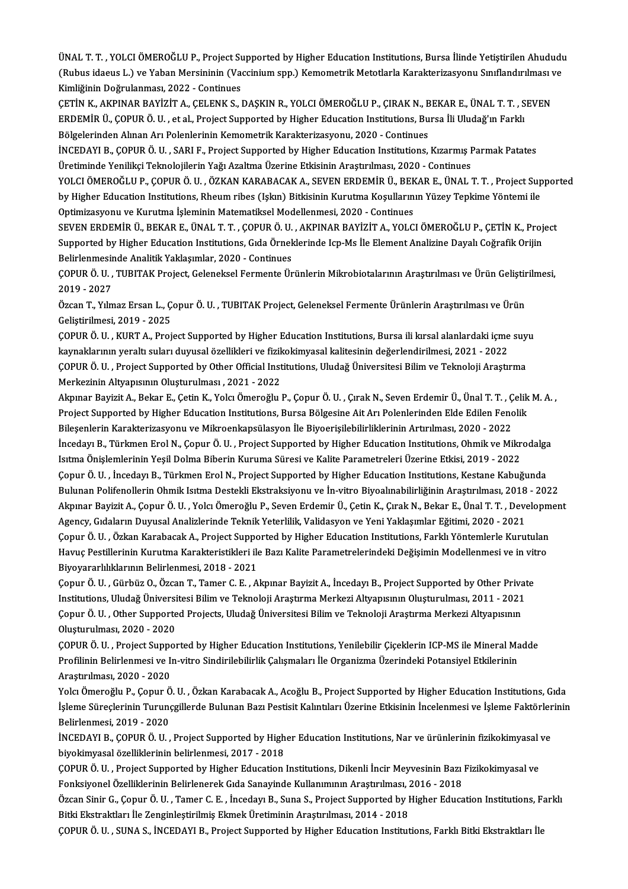ÜNAL T. T. , YOLCI ÖMEROĞLU P., Project Supported by Higher Education Institutions, Bursa İlinde Yetiştirilen Ahududu (Rubus idaeus L.) ve Yaban Mersininin (Vaccinium spp.) Kemometrik Metotlarla Karakterizasyonu Sınıflandırılması ve Kimliğinin Doğrulanması, 2022 - Continues

ÇETİN K., AKPINAR BAYİZİT A., ÇELENK S., DAŞKIN R., YOLCI ÖMEROĞLU P., ÇIRAK N., BEKAR E., ÜNAL T. T. , SEVEN ERDEMİR Ü., ÇOPUR Ö. U. , et al., Project Supported by Higher Education Institutions, Bursa İli Uludağ'ın Farklı Bölgelerinden Alınan Arı Polenlerinin Kemometrik Karakterizasyonu, 2020 - Continues

İNCEDAYI B., ÇOPUR Ö. U. , SARI F., Project Supported by Higher Education Institutions, Kızarmış Parmak Patates Üretiminde Yenilikçi Teknolojilerin Yağı Azaltma Üzerine Etkisinin Araştırılması, 2020 - Continues

YOLCI ÖMEROĞLU P., ÇOPUR Ö. U. , ÖZKAN KARABACAK A., SEVEN ERDEMİR Ü., BEKAR E., ÜNAL T. T. , Project Supported by Higher Education Institutions, Rheum ribes (Işkın) Bitkisinin Kurutma Koşullarının Yüzey Tepkime Yöntemi ile Optimizasyonu ve Kurutma İşleminin Matematiksel Modellenmesi, 2020 - Continues

SEVEN ERDEMİR Ü., BEKAR E., ÜNAL T. T. , ÇOPUR Ö. U. , AKPINAR BAYİZİT A., YOLCI ÖMEROĞLU P., ÇETİN K., Project Supported by Higher Education Institutions, Gıda Örneklerinde Icp-Ms İle Element Analizine Dayalı Coğrafik Orijin Belirlenmesinde Analitik Yaklaşımlar, 2020 - Continues

ÇOPUR Ö. U. , TUBITAK Project, Geleneksel Fermente Ürünlerin Mikrobiotalarının Araştırılması ve Ürün Geliştirilmesi, 2019 - 2027

Özcan T., Yılmaz Ersan L., Çopur Ö. U. , TUBITAK Project, Geleneksel Fermente Ürünlerin Araştırılması ve Ürün Geliştirilmesi, 2019 - 2025

ÇOPUR Ö. U. , KURT A., Project Supported by Higher Education Institutions, Bursa ili kırsal alanlardaki içme suyu kaynaklarının yeraltı suları duyusal özellikleri ve fizikokimyasal kalitesinin değerlendirilmesi, 2021 - 2022

ÇOPUR Ö. U. , Project Supported by Other Official Institutions, Uludağ Üniversitesi Bilim ve Teknoloji Araştırma Merkezinin Altyapısının Oluşturulması , 2021 - 2022

Akpınar Bayizit A., Bekar E., Çetin K., Yolcı Ömeroğlu P., Çopur Ö. U. , Çırak N., Seven Erdemir Ü., Ünal T. T. , Çelik M. A. , Project Supported by Higher Education Institutions, Bursa Bölgesine Ait Arı Polenlerinden Elde Edilen Fenolik Bileşenlerin Karakterizasyonu ve Mikroenkapsülasyon İle Biyoerişilebilirliklerinin Artırılması, 2020 - 2022

İncedayı B., Türkmen Erol N., Çopur Ö. U. , Project Supported by Higher Education Institutions, Ohmik ve Mikrodalga Isıtma Önişlemlerinin Yeşil Dolma Biberin Kuruma Süresi ve Kalite Parametreleri Üzerine Etkisi, 2019 - 2022

Çopur Ö. U. , İncedayı B., Türkmen Erol N., Project Supported by Higher Education Institutions, Kestane Kabuğunda Bulunan Polifenollerin Ohmik Isıtma Destekli Ekstraksiyonu ve İn-vitro Biyoalınabilirliğinin Araştırılması, 2018 - 2022

Akpınar Bayizit A., Çopur Ö. U. , Yolcı Ömeroğlu P., Seven Erdemir Ü., Çetin K., Çırak N., Bekar E., Ünal T. T. , Development Agency, Gıdaların Duyusal Analizlerinde Teknik Yeterlilik, Validasyon ve Yeni Yaklaşımlar Eğitimi, 2020 - 2021

Çopur Ö. U. , Özkan Karabacak A., Project Supported by Higher Education Institutions, Farklı Yöntemlerle Kurutulan Havuç Pestillerinin Kurutma Karakteristikleri ile Bazı Kalite Parametrelerindeki Değişimin Modellenmesi ve in vitro Biyoyararlılıklarının Belirlenmesi, 2018 - 2021

Çopur Ö. U. , Gürbüz O., Özcan T., Tamer C. E. , Akpınar Bayizit A., İncedayı B., Project Supported by Other Private Institutions, Uludağ Üniversitesi Bilim ve Teknoloji Araştırma Merkezi Altyapısının Oluşturulması, 2011 - 2021

Çopur Ö. U. , Other Supported Projects, Uludağ Üniversitesi Bilim ve Teknoloji Araştırma Merkezi Altyapısının Oluşturulması, 2020 - 2020

ÇOPUR Ö. U. , Project Supported by Higher Education Institutions, Yenilebilir Çiçeklerin ICP-MS ile Mineral Madde Profilinin Belirlenmesi ve In-vitro Sindirilebilirlik Çalışmaları İle Organizma Üzerindeki Potansiyel Etkilerinin Araştırılması, 2020 - 2020

Yolcı Ömeroğlu P., Çopur Ö. U. , Özkan Karabacak A., Acoğlu B., Project Supported by Higher Education Institutions, Gıda İşleme Süreçlerinin Turunçgillerde Bulunan Bazı Pestisit Kalıntıları Üzerine Etkisinin İncelenmesi ve İşleme Faktörlerinin Belirlenmesi, 2019 - 2020

İNCEDAYI B., ÇOPUR Ö. U. , Project Supported by Higher Education Institutions, Nar ve ürünlerinin fizikokimyasal ve biyokimyasal özelliklerinin belirlenmesi, 2017 - 2018

ÇOPUR Ö. U. , Project Supported by Higher Education Institutions, Dikenli İncir Meyvesinin Bazı Fizikokimyasal ve Fonksiyonel Özelliklerinin Belirlenerek Gıda Sanayinde Kullanımının Araştırılması, 2016 - 2018

Özcan Sinir G., Çopur Ö. U. , Tamer C. E. , İncedayı B., Suna S., Project Supported by Higher Education Institutions, Farklı Bitki Ekstraktları İle Zenginleştirilmiş Ekmek Üretiminin Araştırılması, 2014 - 2018

ÇOPUR Ö. U. , SUNA S., İNCEDAYI B., Project Supported by Higher Education Institutions, Farklı Bitki Ekstraktları İle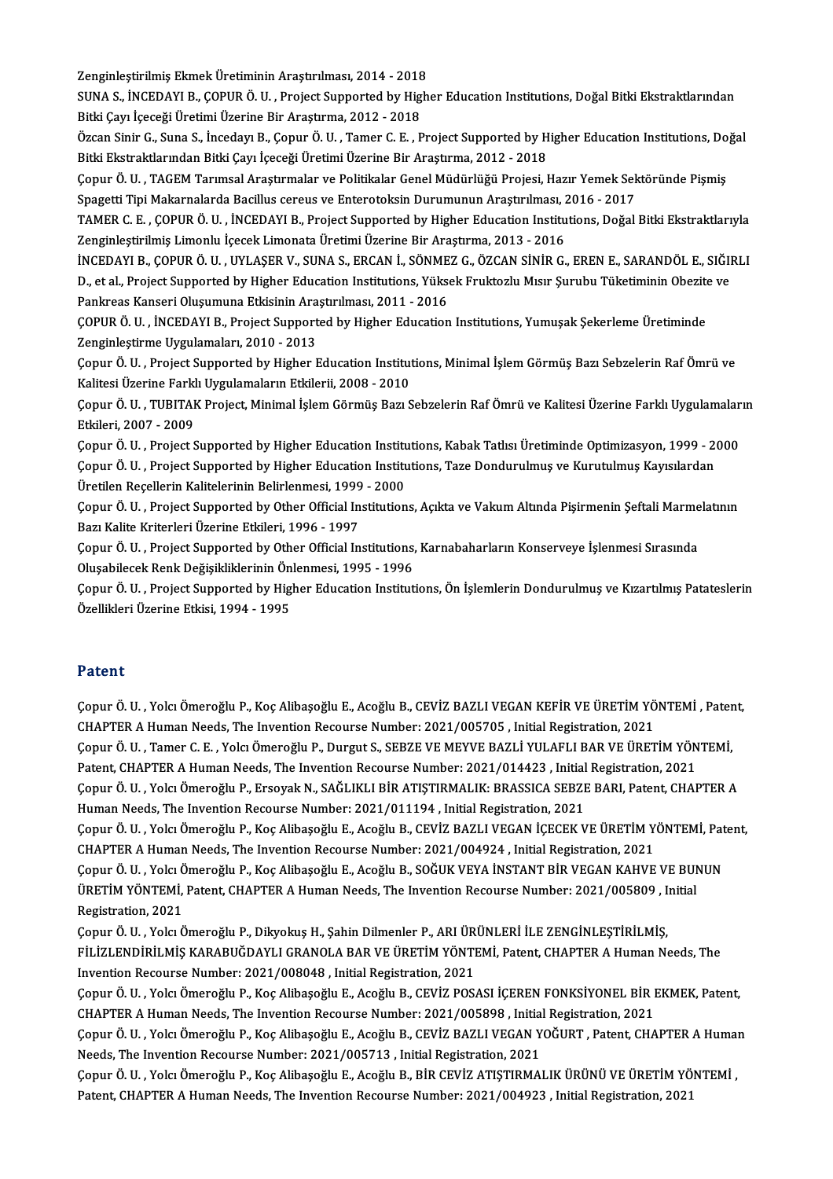Zenginleştirilmiş Ekmek Üretiminin Araştırılması, 2014 - 2018

SUNA S., İNCEDAYI B., ÇOPUR Ö. U. , Project Supported by Higher Education Institutions, Doğal Bitki Ekstraktlarından Bitki Çayı İçeceği Üretimi Üzerine Bir Araştırma, 2012 - 2018

Özcan Sinir G., Suna S., İncedayı B., Çopur Ö. U. , Tamer C. E. , Project Supported by Higher Education Institutions, Doğal Bitki Ekstraktlarından Bitki Çayı İçeceği Üretimi Üzerine Bir Araştırma, 2012 - 2018

Çopur Ö. U. , TAGEM Tarımsal Araştırmalar ve Politikalar Genel Müdürlüğü Projesi, Hazır Yemek Sektöründe Pişmiş Spagetti Tipi Makarnalarda Bacillus cereus ve Enterotoksin Durumunun Araştırılması, 2016 - 2017

TAMER C. E. , ÇOPUR Ö. U. , İNCEDAYI B., Project Supported by Higher Education Institutions, Doğal Bitki Ekstraktlarıyla Zenginleştirilmiş Limonlu İçecek Limonata Üretimi Üzerine Bir Araştırma, 2013 - 2016

İNCEDAYI B., ÇOPUR Ö. U. , UYLAŞER V., SUNA S., ERCAN İ., SÖNMEZ G., ÖZCAN SİNİR G., EREN E., SARANDÖL E., SIĞIRLI D., et al., Project Supported by Higher Education Institutions, Yüksek Fruktozlu Mısır Şurubu Tüketiminin Obezite ve Pankreas Kanseri Oluşumuna Etkisinin Araştırılması, 2011 - 2016

ÇOPUR Ö. U. , İNCEDAYI B., Project Supported by Higher Education Institutions, Yumuşak Şekerleme Üretiminde Zenginleştirme Uygulamaları, 2010 - 2013

Çopur Ö. U. , Project Supported by Higher Education Institutions, Minimal İşlem Görmüş Bazı Sebzelerin Raf Ömrü ve Kalitesi Üzerine Farklı Uygulamaların Etkilerii, 2008 - 2010

Çopur Ö. U. , TUBITAK Project, Minimal İşlem Görmüş Bazı Sebzelerin Raf Ömrü ve Kalitesi Üzerine Farklı Uygulamaların Etkileri, 2007 - 2009

Çopur Ö. U. , Project Supported by Higher Education Institutions, Kabak Tatlısı Üretiminde Optimizasyon, 1999 - 2000

Çopur Ö. U. , Project Supported by Higher Education Institutions, Taze Dondurulmuş ve Kurutulmuş Kayısılardan Üretilen Reçellerin Kalitelerinin Belirlenmesi, 1999 - 2000

Çopur Ö. U. , Project Supported by Other Official Institutions, Açıkta ve Vakum Altında Pişirmenin Şeftali Marmelatının Bazı Kalite Kriterleri Üzerine Etkileri, 1996 - 1997

Çopur Ö. U. , Project Supported by Other Official Institutions, Karnabaharların Konserveye İşlenmesi Sırasında Oluşabilecek Renk Değişikliklerinin Önlenmesi, 1995 - 1996

Çopur Ö. U. , Project Supported by Higher Education Institutions, Ön İşlemlerin Dondurulmuş ve Kızartılmış Patateslerin Özellikleri Üzerine Etkisi, 1994 - 1995

## Patent

Çopur Ö. U. , Yolcı Ömeroğlu P., Koç Alibaşoğlu E., Acoğlu B., CEVİZ BAZLI VEGAN KEFİR VE ÜRETİM YÖNTEMİ , Patent, CHAPTER A Human Needs, The Invention Recourse Number: 2021/005705 , Initial Registration, 2021

Çopur Ö. U. , Tamer C. E. , Yolcı Ömeroğlu P., Durgut S., SEBZE VE MEYVE BAZLİ YULAFLI BAR VE ÜRETİM YÖNTEMİ, Patent, CHAPTER A Human Needs, The Invention Recourse Number: 2021/014423 , Initial Registration, 2021

Çopur Ö. U. , Yolcı Ömeroğlu P., Ersoyak N., SAĞLIKLI BİR ATIŞTIRMALIK: BRASSICA SEBZE BARI, Patent, CHAPTER A Human Needs, The Invention Recourse Number: 2021/011194 , Initial Registration, 2021

Çopur Ö. U. , Yolcı Ömeroğlu P., Koç Alibaşoğlu E., Acoğlu B., CEVİZ BAZLI VEGAN İÇECEK VE ÜRETİM YÖNTEMİ, Patent, CHAPTER A Human Needs, The Invention Recourse Number: 2021/004924 , Initial Registration, 2021

Çopur Ö. U. , Yolcı Ömeroğlu P., Koç Alibaşoğlu E., Acoğlu B., SOĞUK VEYA İNSTANT BİR VEGAN KAHVE VE BUNUN ÜRETİM YÖNTEMİ, Patent, CHAPTER A Human Needs, The Invention Recourse Number: 2021/005809 , Initial Registration, 2021

Çopur Ö. U. , Yolcı Ömeroğlu P., Dikyokuş H., Şahin Dilmenler P., ARI ÜRÜNLERİ İLE ZENGİNLEŞTİRİLMİŞ, FİLİZLENDİRİLMİŞ KARABUĞDAYLI GRANOLA BAR VE ÜRETİM YÖNTEMİ, Patent, CHAPTER A Human Needs, The Invention Recourse Number: 2021/008048 , Initial Registration, 2021

Çopur Ö. U. , Yolcı Ömeroğlu P., Koç Alibaşoğlu E., Acoğlu B., CEVİZ POSASI İÇEREN FONKSİYONEL BİR EKMEK, Patent, CHAPTER A Human Needs, The Invention Recourse Number: 2021/005898 , Initial Registration, 2021

Çopur Ö. U. , Yolcı Ömeroğlu P., Koç Alibaşoğlu E., Acoğlu B., CEVİZ BAZLI VEGAN YOĞURT , Patent, CHAPTER A Human Needs, The Invention Recourse Number: 2021/005713 , Initial Registration, 2021

Çopur Ö. U. , Yolcı Ömeroğlu P., Koç Alibaşoğlu E., Acoğlu B., BİR CEVİZ ATIŞTIRMALIK ÜRÜNÜ VE ÜRETİM YÖNTEMİ , Patent, CHAPTER A Human Needs, The Invention Recourse Number: 2021/004923 , Initial Registration, 2021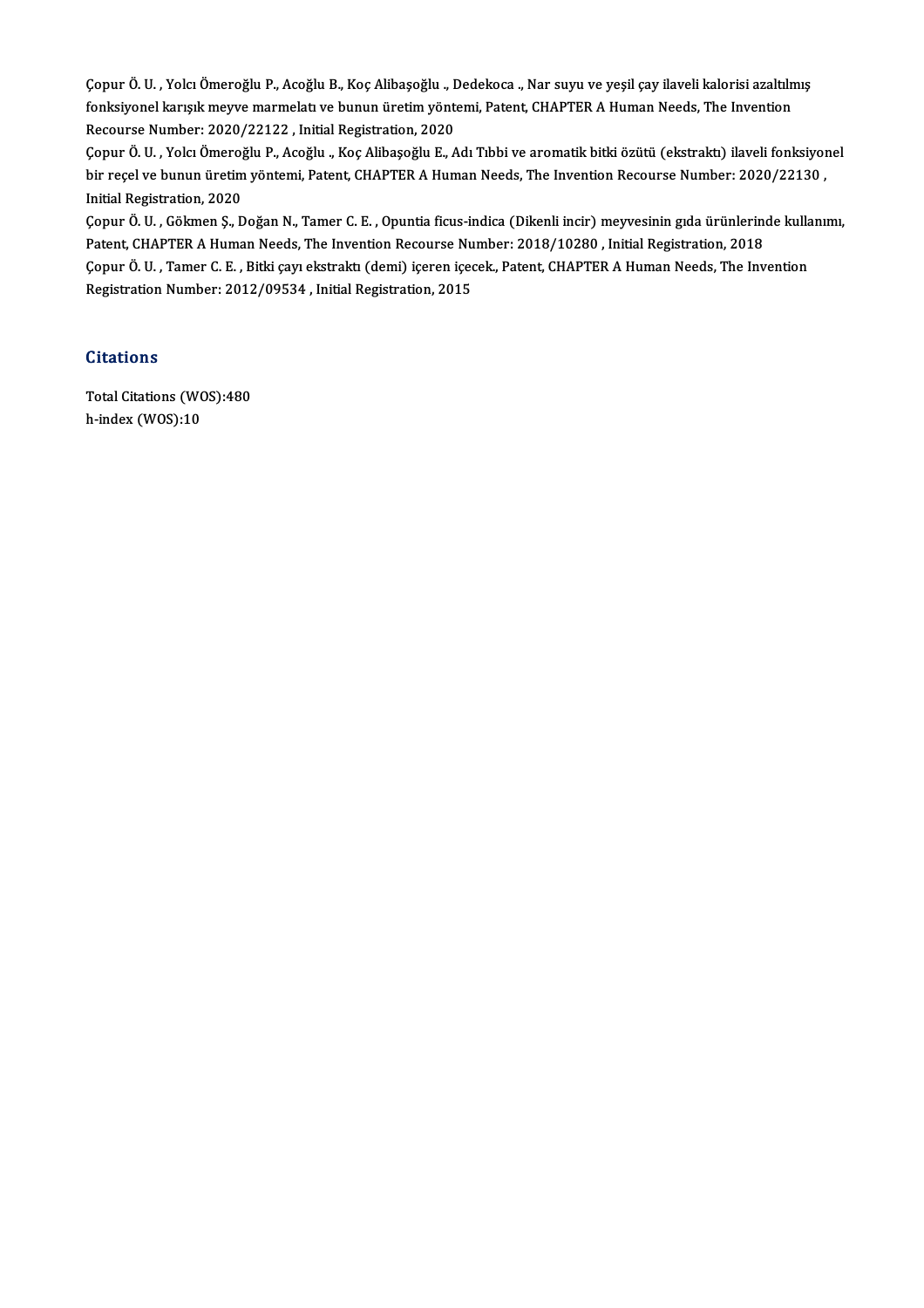Çopur Ö. U. , Yolcı Ömeroğlu P., Acoğlu B., Koç Alibaşoğlu ., Dedekoca ., Nar suyu ve yeşil çay ilaveli kalorisi azaltılmış fonksiyonel karışık meyve marmelatı ve bunun üretim yöntemi, Patent, CHAPTER A Human Needs, The Invention Recourse Number: 2020/22122 , Initial Registration, 2020

Çopur Ö. U. , Yolcı Ömeroğlu P., Acoğlu ., Koç Alibaşoğlu E., Adı Tıbbi ve aromatik bitki özütü (ekstraktı) ilaveli fonksiyonel bir reçel ve bunun üretim yöntemi, Patent, CHAPTER A Human Needs, The Invention Recourse Number: 2020/22130 , Initial Registration, 2020

Çopur Ö. U. , Gökmen Ş., Doğan N., Tamer C. E. , Opuntia ficus-indica (Dikenli incir) meyvesinin gıda ürünlerinde kullanımı, Patent, CHAPTER A Human Needs, The Invention Recourse Number: 2018/10280 , Initial Registration, 2018

Çopur Ö. U. , Tamer C. E. , Bitki çayı ekstraktı (demi) içeren içecek., Patent, CHAPTER A Human Needs, The Invention Registration Number: 2012/09534 , Initial Registration, 2015

## Citations

Total Citations (WOS):480
h-index (WOS):10